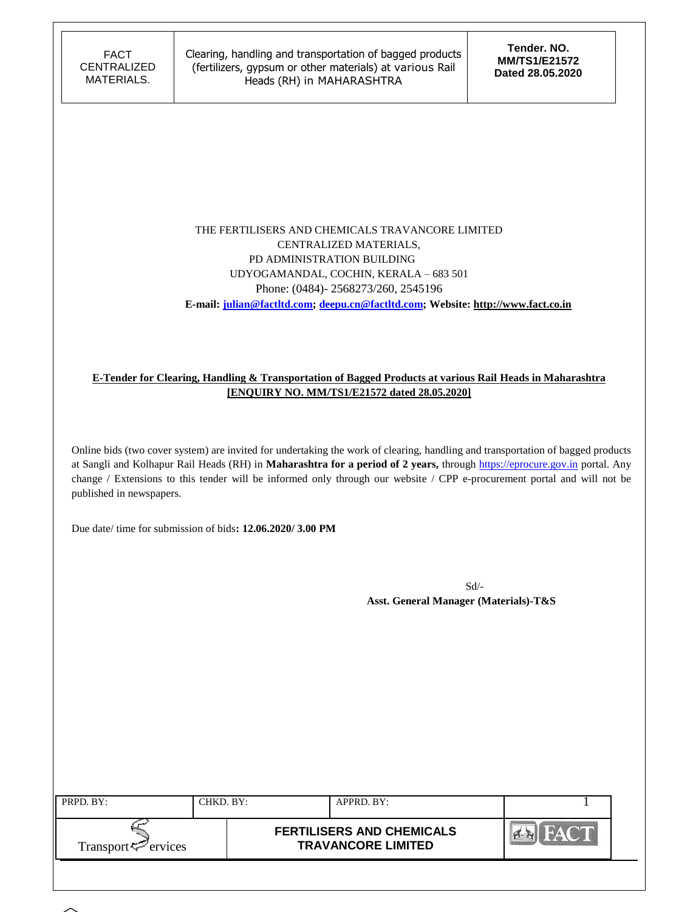THE FERTILISERS AND CHEMICALS TRAVANCORE LIMITED
CENTRALIZED MATERIALS,
PD ADMINISTRATION BUILDING
UDYOGAMANDAL, COCHIN, KERALA – 683 501
Phone: (0484)- 2568273/260, 2545196
**E-mail: julian@factltd.com; deepu.cn@factltd.com; Website: http://www.fact.co.in**

**E-Tender for Clearing, Handling & Transportation of Bagged Products at various Rail Heads in Maharashtra [ENQUIRY NO. MM/TS1/E21572 dated 28.05.2020]**

Online bids (two cover system) are invited for undertaking the work of clearing, handling and transportation of bagged products at Sangli and Kolhapur Rail Heads (RH) in **Maharashtra for a period of 2 years,** through https://eprocure.gov.in portal. Any change / Extensions to this tender will be informed only through our website / CPP e-procurement portal and will not be published in newspapers.

Due date/ time for submission of bids**: 12.06.2020/ 3.00 PM**

Sd/-
**Asst. General Manager (Materials)-T&S**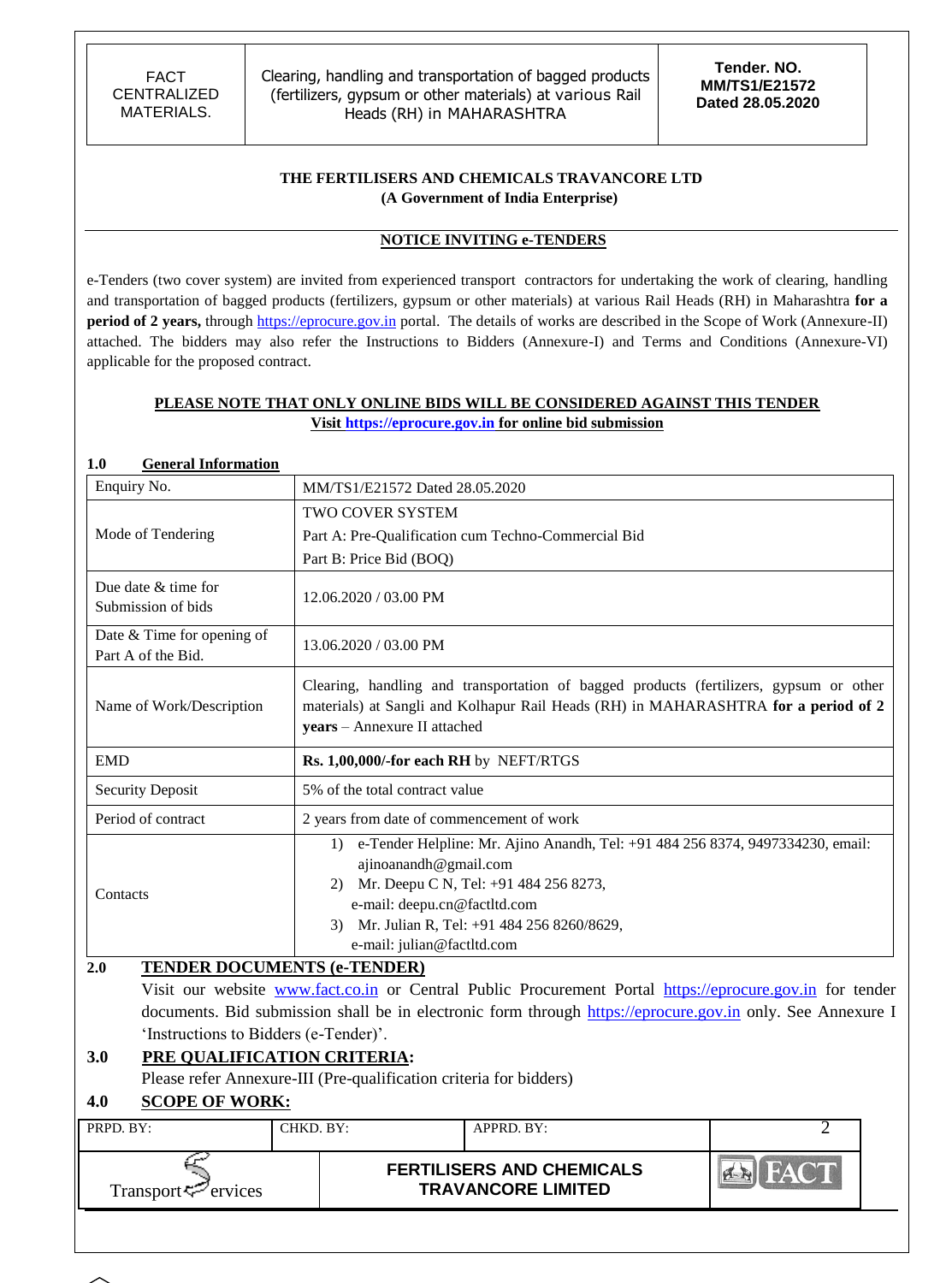**THE FERTILISERS AND CHEMICALS TRAVANCORE LTD**
**(A Government of India Enterprise)**

## NOTICE INVITING e-TENDERS

e-Tenders (two cover system) are invited from experienced transport contractors for undertaking the work of clearing, handling and transportation of bagged products (fertilizers, gypsum or other materials) at various Rail Heads (RH) in Maharashtra **for a period of 2 years,** through https://eprocure.gov.in portal. The details of works are described in the Scope of Work (Annexure-II) attached. The bidders may also refer the Instructions to Bidders (Annexure-I) and Terms and Conditions (Annexure-VI) applicable for the proposed contract.

**PLEASE NOTE THAT ONLY ONLINE BIDS WILL BE CONSIDERED AGAINST THIS TENDER**
**Visit https://eprocure.gov.in for online bid submission**

### 1.0 General Information

| Enquiry No. | MM/TS1/E21572 Dated 28.05.2020 |
|---|---|
| Mode of Tendering | TWO COVER SYSTEM<br>Part A: Pre-Qualification cum Techno-Commercial Bid<br>Part B: Price Bid (BOQ) |
| Due date & time for Submission of bids | 12.06.2020 / 03.00 PM |
| Date & Time for opening of Part A of the Bid. | 13.06.2020 / 03.00 PM |
| Name of Work/Description | Clearing, handling and transportation of bagged products (fertilizers, gypsum or other materials) at Sangli and Kolhapur Rail Heads (RH) in MAHARASHTRA **for a period of 2 years** – Annexure II attached |
| EMD | **Rs. 1,00,000/-for each RH** by NEFT/RTGS |
| Security Deposit | 5% of the total contract value |
| Period of contract | 2 years from date of commencement of work |
| Contacts | 1) e-Tender Helpline: Mr. Ajino Anandh, Tel: +91 484 256 8374, 9497334230, email: ajinoanandh@gmail.com<br>2) Mr. Deepu C N, Tel: +91 484 256 8273, e-mail: deepu.cn@factltd.com<br>3) Mr. Julian R, Tel: +91 484 256 8260/8629, e-mail: julian@factltd.com |

### 2.0 TENDER DOCUMENTS (e-TENDER)

Visit our website www.fact.co.in or Central Public Procurement Portal https://eprocure.gov.in for tender documents. Bid submission shall be in electronic form through https://eprocure.gov.in only. See Annexure I 'Instructions to Bidders (e-Tender)'.

### 3.0 PRE QUALIFICATION CRITERIA:

Please refer Annexure-III (Pre-qualification criteria for bidders)

### 4.0 SCOPE OF WORK: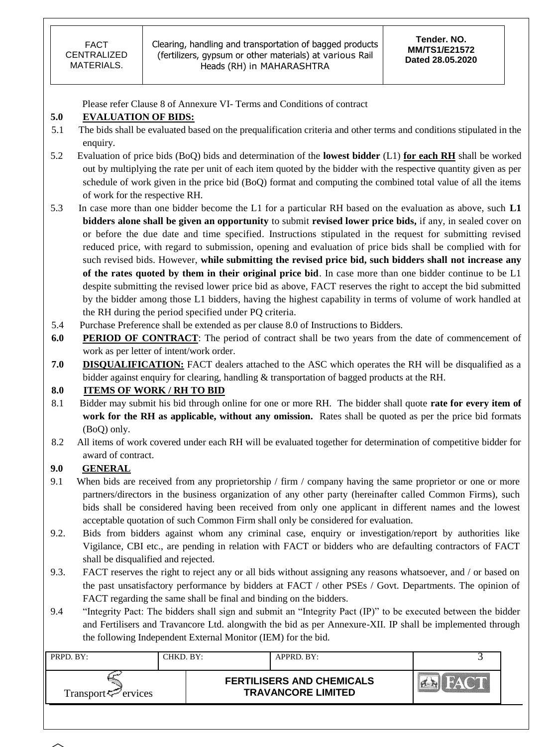Please refer Clause 8 of Annexure VI- Terms and Conditions of contract

**5.0 EVALUATION OF BIDS:**

5.1 The bids shall be evaluated based on the prequalification criteria and other terms and conditions stipulated in the enquiry.

5.2 Evaluation of price bids (BoQ) bids and determination of the **lowest bidder** (L1) **for each RH** shall be worked out by multiplying the rate per unit of each item quoted by the bidder with the respective quantity given as per schedule of work given in the price bid (BoQ) format and computing the combined total value of all the items of work for the respective RH.

5.3 In case more than one bidder become the L1 for a particular RH based on the evaluation as above, such **L1 bidders alone shall be given an opportunity** to submit **revised lower price bids,** if any, in sealed cover on or before the due date and time specified. Instructions stipulated in the request for submitting revised reduced price, with regard to submission, opening and evaluation of price bids shall be complied with for such revised bids. However, **while submitting the revised price bid, such bidders shall not increase any of the rates quoted by them in their original price bid**. In case more than one bidder continue to be L1 despite submitting the revised lower price bid as above, FACT reserves the right to accept the bid submitted by the bidder among those L1 bidders, having the highest capability in terms of volume of work handled at the RH during the period specified under PQ criteria.

5.4 Purchase Preference shall be extended as per clause 8.0 of Instructions to Bidders.

**6.0 PERIOD OF CONTRACT**: The period of contract shall be two years from the date of commencement of work as per letter of intent/work order.

**7.0 DISQUALIFICATION:** FACT dealers attached to the ASC which operates the RH will be disqualified as a bidder against enquiry for clearing, handling & transportation of bagged products at the RH.

**8.0 ITEMS OF WORK / RH TO BID**

8.1 Bidder may submit his bid through online for one or more RH. The bidder shall quote **rate for every item of work for the RH as applicable, without any omission.** Rates shall be quoted as per the price bid formats (BoQ) only.

8.2 All items of work covered under each RH will be evaluated together for determination of competitive bidder for award of contract.

**9.0 GENERAL**

9.1 When bids are received from any proprietorship / firm / company having the same proprietor or one or more partners/directors in the business organization of any other party (hereinafter called Common Firms), such bids shall be considered having been received from only one applicant in different names and the lowest acceptable quotation of such Common Firm shall only be considered for evaluation.

9.2. Bids from bidders against whom any criminal case, enquiry or investigation/report by authorities like Vigilance, CBI etc., are pending in relation with FACT or bidders who are defaulting contractors of FACT shall be disqualified and rejected.

9.3. FACT reserves the right to reject any or all bids without assigning any reasons whatsoever, and / or based on the past unsatisfactory performance by bidders at FACT / other PSEs / Govt. Departments. The opinion of FACT regarding the same shall be final and binding on the bidders.

9.4 "Integrity Pact: The bidders shall sign and submit an "Integrity Pact (IP)" to be executed between the bidder and Fertilisers and Travancore Ltd. alongwith the bid as per Annexure-XII. IP shall be implemented through the following Independent External Monitor (IEM) for the bid.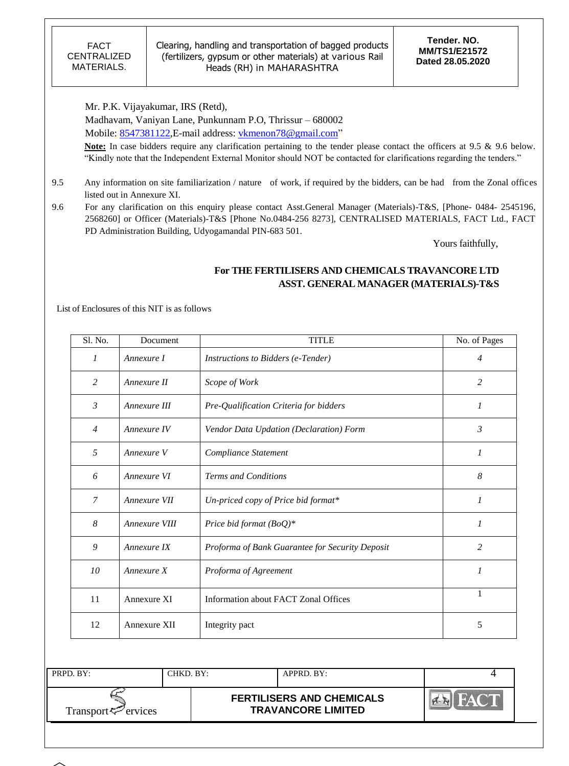Mr. P.K. Vijayakumar, IRS (Retd),
Madhavam, Vaniyan Lane, Punkunnam P.O, Thrissur – 680002
Mobile: 8547381122,E-mail address: vkmenon78@gmail.com"

**Note:** In case bidders require any clarification pertaining to the tender please contact the officers at 9.5 & 9.6 below. "Kindly note that the Independent External Monitor should NOT be contacted for clarifications regarding the tenders."

9.5 Any information on site familiarization / nature of work, if required by the bidders, can be had from the Zonal offices listed out in Annexure XI.

9.6 For any clarification on this enquiry please contact Asst.General Manager (Materials)-T&S, [Phone- 0484- 2545196, 2568260] or Officer (Materials)-T&S [Phone No.0484-256 8273], CENTRALISED MATERIALS, FACT Ltd., FACT PD Administration Building, Udyogamandal PIN-683 501.

Yours faithfully,

**For THE FERTILISERS AND CHEMICALS TRAVANCORE LTD**
**ASST. GENERAL MANAGER (MATERIALS)-T&S**

List of Enclosures of this NIT is as follows

| Sl. No. | Document | TITLE | No. of Pages |
|---|---|---|---|
| *1* | *Annexure I* | *Instructions to Bidders (e-Tender)* | *4* |
| *2* | *Annexure II* | *Scope of Work* | *2* |
| *3* | *Annexure III* | *Pre-Qualification Criteria for bidders* | *1* |
| *4* | *Annexure IV* | *Vendor Data Updation (Declaration) Form* | *3* |
| *5* | *Annexure V* | *Compliance Statement* | *1* |
| *6* | *Annexure VI* | *Terms and Conditions* | *8* |
| *7* | *Annexure VII* | *Un-priced copy of Price bid format** | *1* |
| *8* | *Annexure VIII* | *Price bid format (BoQ)** | *1* |
| *9* | *Annexure IX* | *Proforma of Bank Guarantee for Security Deposit* | *2* |
| *10* | *Annexure X* | *Proforma of Agreement* | *1* |
| 11 | Annexure XI | Information about FACT Zonal Offices | 1 |
| 12 | Annexure XII | Integrity pact | 5 |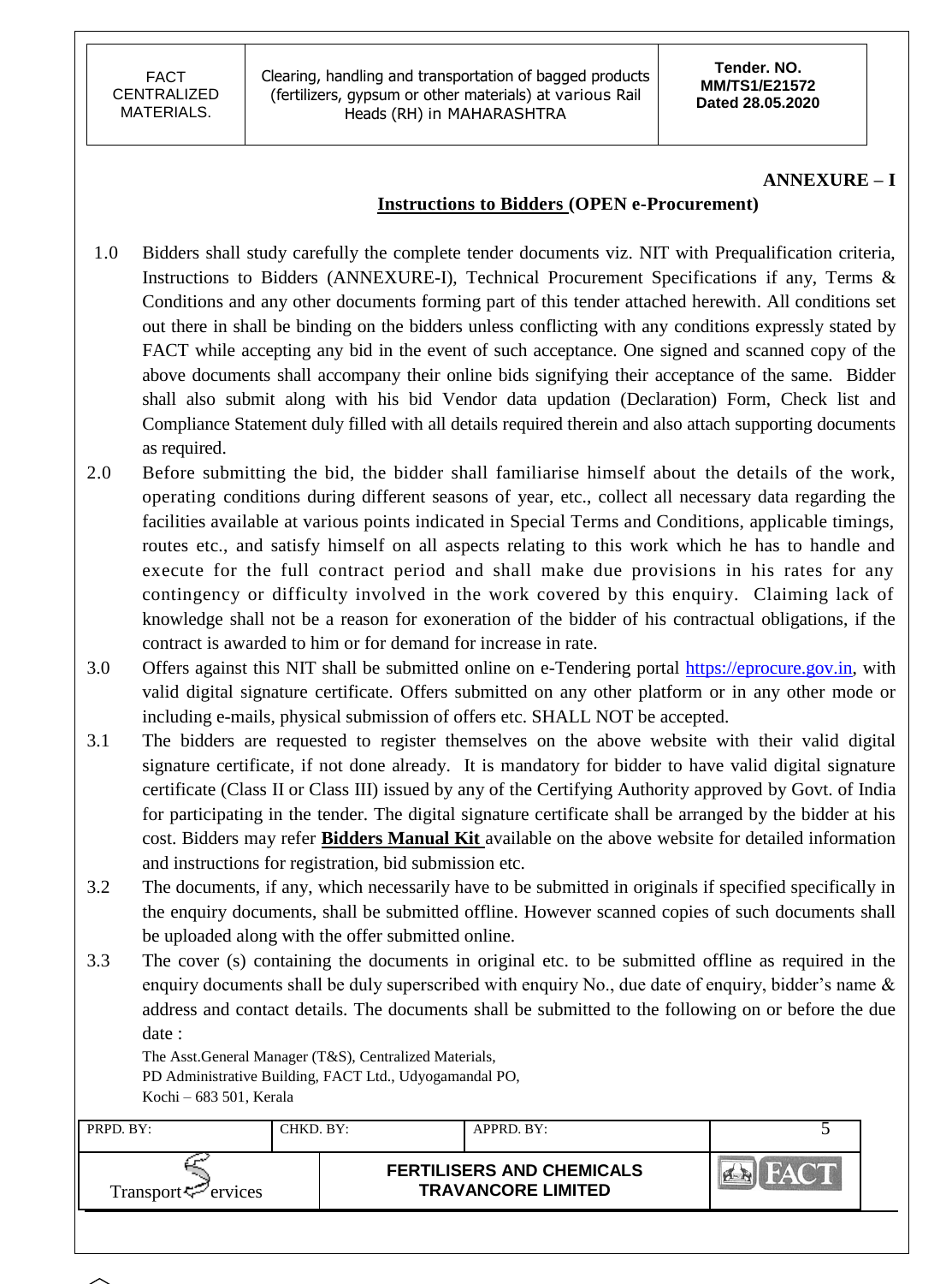**ANNEXURE – I**

## Instructions to Bidders (OPEN e-Procurement)

1.0 Bidders shall study carefully the complete tender documents viz. NIT with Prequalification criteria, Instructions to Bidders (ANNEXURE-I), Technical Procurement Specifications if any, Terms & Conditions and any other documents forming part of this tender attached herewith. All conditions set out there in shall be binding on the bidders unless conflicting with any conditions expressly stated by FACT while accepting any bid in the event of such acceptance. One signed and scanned copy of the above documents shall accompany their online bids signifying their acceptance of the same. Bidder shall also submit along with his bid Vendor data updation (Declaration) Form, Check list and Compliance Statement duly filled with all details required therein and also attach supporting documents as required.

2.0 Before submitting the bid, the bidder shall familiarise himself about the details of the work, operating conditions during different seasons of year, etc., collect all necessary data regarding the facilities available at various points indicated in Special Terms and Conditions, applicable timings, routes etc., and satisfy himself on all aspects relating to this work which he has to handle and execute for the full contract period and shall make due provisions in his rates for any contingency or difficulty involved in the work covered by this enquiry. Claiming lack of knowledge shall not be a reason for exoneration of the bidder of his contractual obligations, if the contract is awarded to him or for demand for increase in rate.

3.0 Offers against this NIT shall be submitted online on e-Tendering portal https://eprocure.gov.in, with valid digital signature certificate. Offers submitted on any other platform or in any other mode or including e-mails, physical submission of offers etc. SHALL NOT be accepted.

3.1 The bidders are requested to register themselves on the above website with their valid digital signature certificate, if not done already. It is mandatory for bidder to have valid digital signature certificate (Class II or Class III) issued by any of the Certifying Authority approved by Govt. of India for participating in the tender. The digital signature certificate shall be arranged by the bidder at his cost. Bidders may refer **Bidders Manual Kit** available on the above website for detailed information and instructions for registration, bid submission etc.

3.2 The documents, if any, which necessarily have to be submitted in originals if specified specifically in the enquiry documents, shall be submitted offline. However scanned copies of such documents shall be uploaded along with the offer submitted online.

3.3 The cover (s) containing the documents in original etc. to be submitted offline as required in the enquiry documents shall be duly superscribed with enquiry No., due date of enquiry, bidder's name & address and contact details. The documents shall be submitted to the following on or before the due date :

The Asst.General Manager (T&S), Centralized Materials,
PD Administrative Building, FACT Ltd., Udyogamandal PO,
Kochi – 683 501, Kerala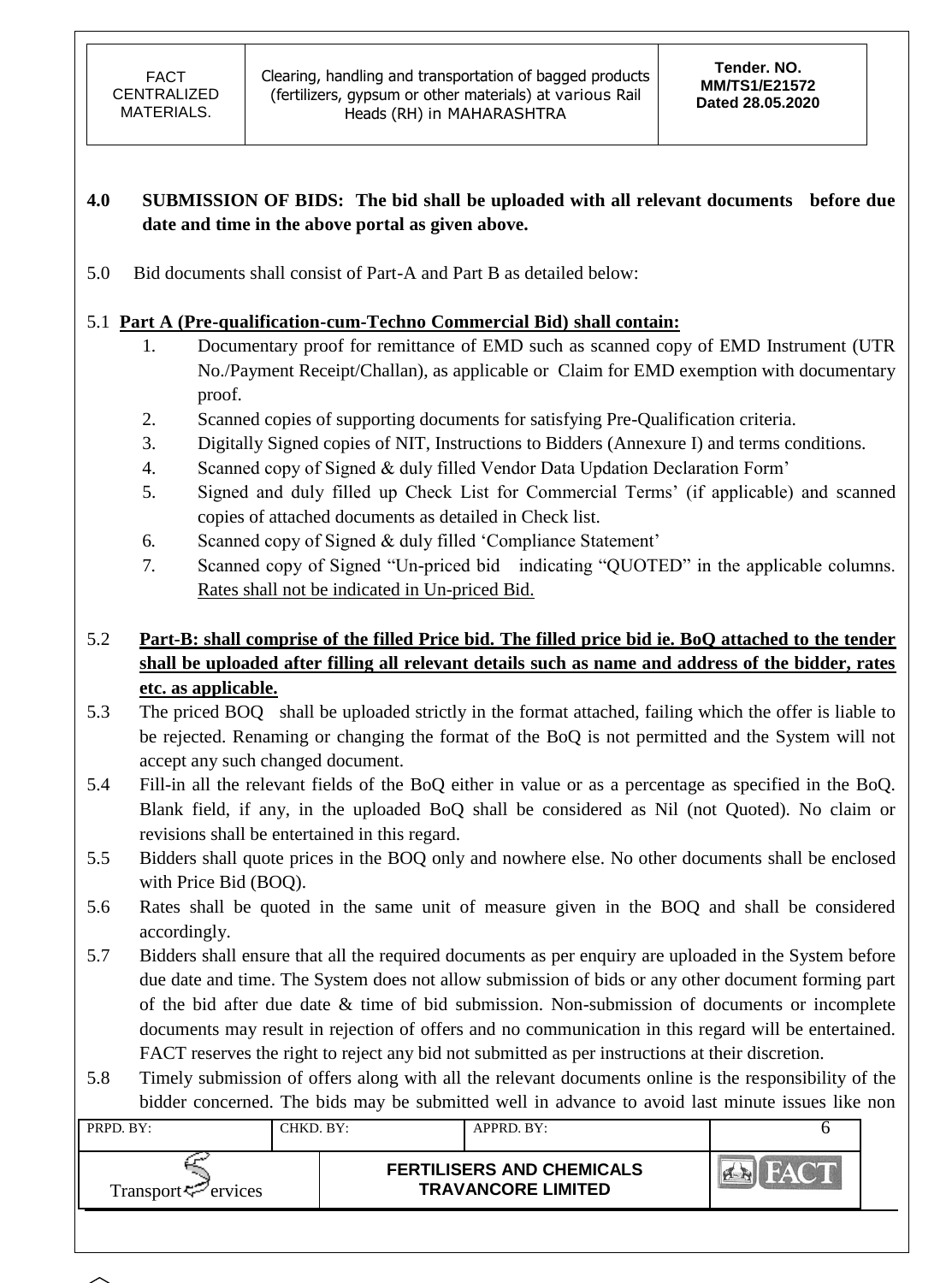**4.0 SUBMISSION OF BIDS: The bid shall be uploaded with all relevant documents before due date and time in the above portal as given above.**

5.0 Bid documents shall consist of Part-A and Part B as detailed below:

5.1 **Part A (Pre-qualification-cum-Techno Commercial Bid) shall contain:**

1. Documentary proof for remittance of EMD such as scanned copy of EMD Instrument (UTR No./Payment Receipt/Challan), as applicable or Claim for EMD exemption with documentary proof.
2. Scanned copies of supporting documents for satisfying Pre-Qualification criteria.
3. Digitally Signed copies of NIT, Instructions to Bidders (Annexure I) and terms conditions.
4. Scanned copy of Signed & duly filled Vendor Data Updation Declaration Form'
5. Signed and duly filled up Check List for Commercial Terms' (if applicable) and scanned copies of attached documents as detailed in Check list.
6. Scanned copy of Signed & duly filled 'Compliance Statement'
7. Scanned copy of Signed "Un-priced bid indicating "QUOTED" in the applicable columns. Rates shall not be indicated in Un-priced Bid.

5.2 **Part-B: shall comprise of the filled Price bid. The filled price bid ie. BoQ attached to the tender shall be uploaded after filling all relevant details such as name and address of the bidder, rates etc. as applicable.**

5.3 The priced BOQ shall be uploaded strictly in the format attached, failing which the offer is liable to be rejected. Renaming or changing the format of the BoQ is not permitted and the System will not accept any such changed document.

5.4 Fill-in all the relevant fields of the BoQ either in value or as a percentage as specified in the BoQ. Blank field, if any, in the uploaded BoQ shall be considered as Nil (not Quoted). No claim or revisions shall be entertained in this regard.

5.5 Bidders shall quote prices in the BOQ only and nowhere else. No other documents shall be enclosed with Price Bid (BOQ).

5.6 Rates shall be quoted in the same unit of measure given in the BOQ and shall be considered accordingly.

5.7 Bidders shall ensure that all the required documents as per enquiry are uploaded in the System before due date and time. The System does not allow submission of bids or any other document forming part of the bid after due date & time of bid submission. Non-submission of documents or incomplete documents may result in rejection of offers and no communication in this regard will be entertained. FACT reserves the right to reject any bid not submitted as per instructions at their discretion.

5.8 Timely submission of offers along with all the relevant documents online is the responsibility of the bidder concerned. The bids may be submitted well in advance to avoid last minute issues like non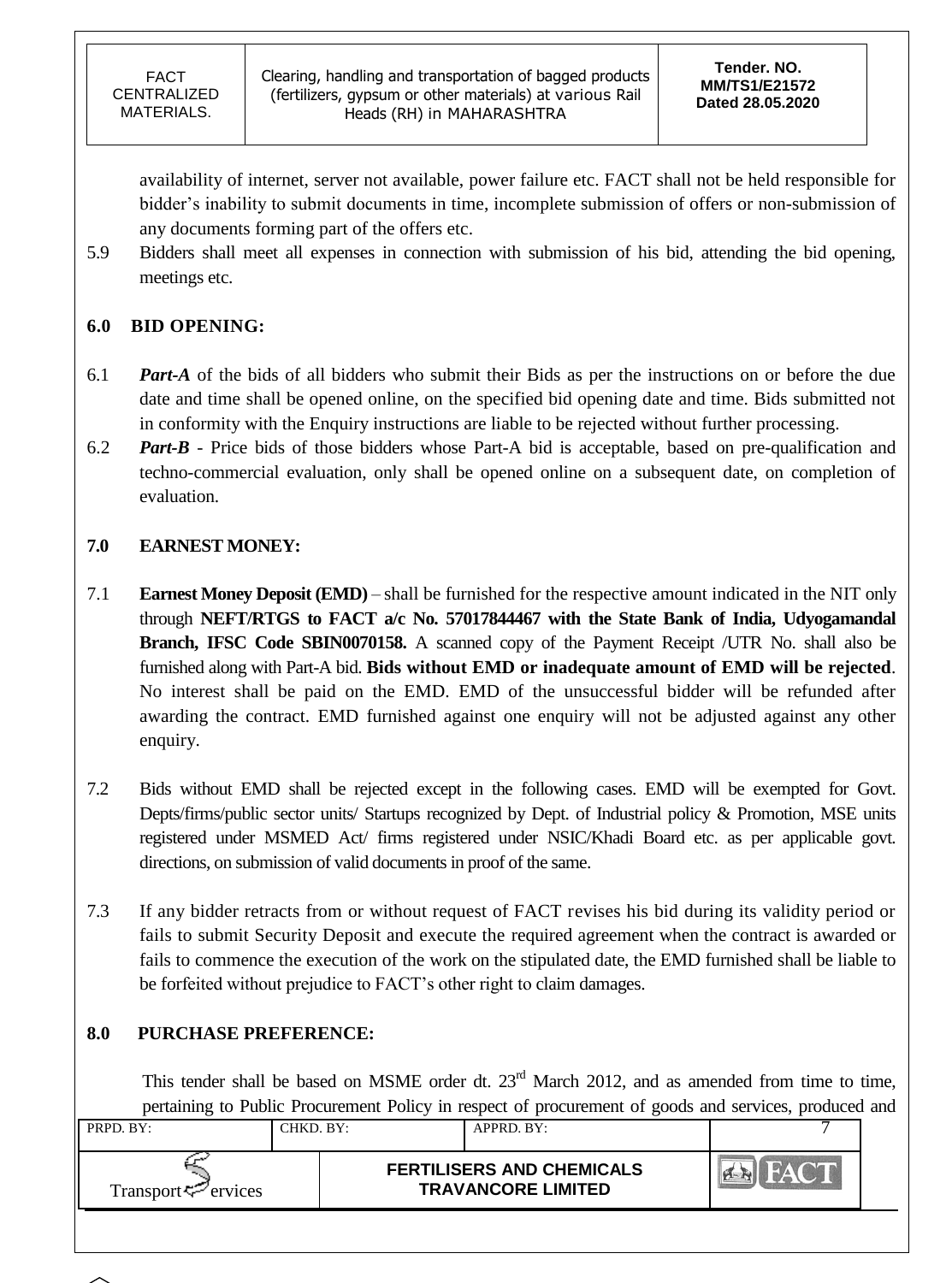availability of internet, server not available, power failure etc. FACT shall not be held responsible for bidder's inability to submit documents in time, incomplete submission of offers or non-submission of any documents forming part of the offers etc.

5.9 Bidders shall meet all expenses in connection with submission of his bid, attending the bid opening, meetings etc.

## 6.0 BID OPENING:

6.1 ***Part-A*** of the bids of all bidders who submit their Bids as per the instructions on or before the due date and time shall be opened online, on the specified bid opening date and time. Bids submitted not in conformity with the Enquiry instructions are liable to be rejected without further processing.

6.2 ***Part-B*** - Price bids of those bidders whose Part-A bid is acceptable, based on pre-qualification and techno-commercial evaluation, only shall be opened online on a subsequent date, on completion of evaluation.

## 7.0 EARNEST MONEY:

7.1 **Earnest Money Deposit (EMD)** – shall be furnished for the respective amount indicated in the NIT only through **NEFT/RTGS to FACT a/c No. 57017844467 with the State Bank of India, Udyogamandal Branch, IFSC Code SBIN0070158.** A scanned copy of the Payment Receipt /UTR No. shall also be furnished along with Part-A bid. **Bids without EMD or inadequate amount of EMD will be rejected**. No interest shall be paid on the EMD. EMD of the unsuccessful bidder will be refunded after awarding the contract. EMD furnished against one enquiry will not be adjusted against any other enquiry.

7.2 Bids without EMD shall be rejected except in the following cases. EMD will be exempted for Govt. Depts/firms/public sector units/ Startups recognized by Dept. of Industrial policy & Promotion, MSE units registered under MSMED Act/ firms registered under NSIC/Khadi Board etc. as per applicable govt. directions, on submission of valid documents in proof of the same.

7.3 If any bidder retracts from or without request of FACT revises his bid during its validity period or fails to submit Security Deposit and execute the required agreement when the contract is awarded or fails to commence the execution of the work on the stipulated date, the EMD furnished shall be liable to be forfeited without prejudice to FACT's other right to claim damages.

## 8.0 PURCHASE PREFERENCE:

This tender shall be based on MSME order dt. 23rd March 2012, and as amended from time to time, pertaining to Public Procurement Policy in respect of procurement of goods and services, produced and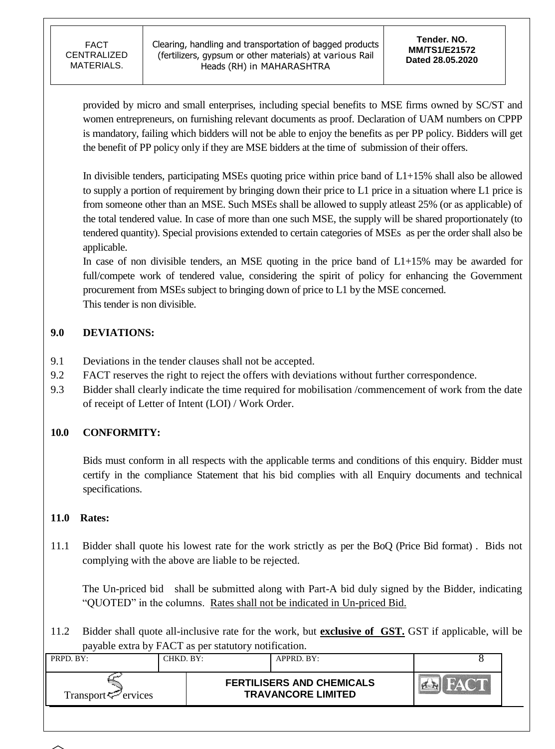provided by micro and small enterprises, including special benefits to MSE firms owned by SC/ST and women entrepreneurs, on furnishing relevant documents as proof. Declaration of UAM numbers on CPPP is mandatory, failing which bidders will not be able to enjoy the benefits as per PP policy. Bidders will get the benefit of PP policy only if they are MSE bidders at the time of submission of their offers.

In divisible tenders, participating MSEs quoting price within price band of L1+15% shall also be allowed to supply a portion of requirement by bringing down their price to L1 price in a situation where L1 price is from someone other than an MSE. Such MSEs shall be allowed to supply atleast 25% (or as applicable) of the total tendered value. In case of more than one such MSE, the supply will be shared proportionately (to tendered quantity). Special provisions extended to certain categories of MSEs as per the order shall also be applicable.

In case of non divisible tenders, an MSE quoting in the price band of L1+15% may be awarded for full/compete work of tendered value, considering the spirit of policy for enhancing the Government procurement from MSEs subject to bringing down of price to L1 by the MSE concerned.

This tender is non divisible.

## 9.0 DEVIATIONS:

9.1 Deviations in the tender clauses shall not be accepted.

9.2 FACT reserves the right to reject the offers with deviations without further correspondence.

9.3 Bidder shall clearly indicate the time required for mobilisation /commencement of work from the date of receipt of Letter of Intent (LOI) / Work Order.

## 10.0 CONFORMITY:

Bids must conform in all respects with the applicable terms and conditions of this enquiry. Bidder must certify in the compliance Statement that his bid complies with all Enquiry documents and technical specifications.

## 11.0 Rates:

11.1 Bidder shall quote his lowest rate for the work strictly as per the BoQ (Price Bid format) . Bids not complying with the above are liable to be rejected.

The Un-priced bid shall be submitted along with Part-A bid duly signed by the Bidder, indicating "QUOTED" in the columns. Rates shall not be indicated in Un-priced Bid.

11.2 Bidder shall quote all-inclusive rate for the work, but **exclusive of GST.** GST if applicable, will be payable extra by FACT as per statutory notification.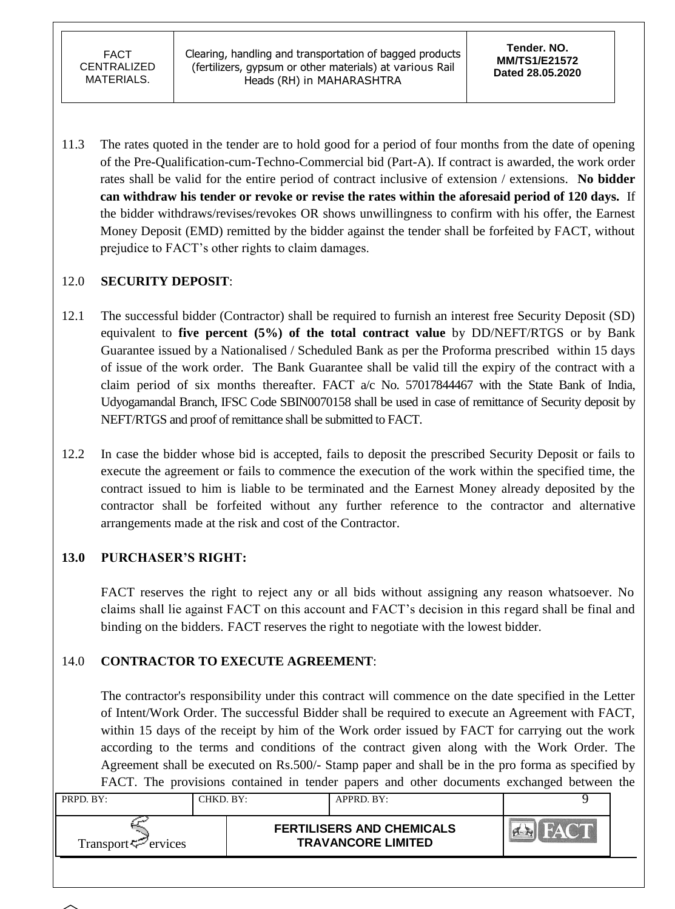11.3 The rates quoted in the tender are to hold good for a period of four months from the date of opening of the Pre-Qualification-cum-Techno-Commercial bid (Part-A). If contract is awarded, the work order rates shall be valid for the entire period of contract inclusive of extension / extensions. **No bidder can withdraw his tender or revoke or revise the rates within the aforesaid period of 120 days.** If the bidder withdraws/revises/revokes OR shows unwillingness to confirm with his offer, the Earnest Money Deposit (EMD) remitted by the bidder against the tender shall be forfeited by FACT, without prejudice to FACT's other rights to claim damages.

## 12.0 SECURITY DEPOSIT:

12.1 The successful bidder (Contractor) shall be required to furnish an interest free Security Deposit (SD) equivalent to **five percent (5%) of the total contract value** by DD/NEFT/RTGS or by Bank Guarantee issued by a Nationalised / Scheduled Bank as per the Proforma prescribed within 15 days of issue of the work order. The Bank Guarantee shall be valid till the expiry of the contract with a claim period of six months thereafter. FACT a/c No. 57017844467 with the State Bank of India, Udyogamandal Branch, IFSC Code SBIN0070158 shall be used in case of remittance of Security deposit by NEFT/RTGS and proof of remittance shall be submitted to FACT.

12.2 In case the bidder whose bid is accepted, fails to deposit the prescribed Security Deposit or fails to execute the agreement or fails to commence the execution of the work within the specified time, the contract issued to him is liable to be terminated and the Earnest Money already deposited by the contractor shall be forfeited without any further reference to the contractor and alternative arrangements made at the risk and cost of the Contractor.

## 13.0 PURCHASER'S RIGHT:

FACT reserves the right to reject any or all bids without assigning any reason whatsoever. No claims shall lie against FACT on this account and FACT's decision in this regard shall be final and binding on the bidders. FACT reserves the right to negotiate with the lowest bidder.

## 14.0 CONTRACTOR TO EXECUTE AGREEMENT:

The contractor's responsibility under this contract will commence on the date specified in the Letter of Intent/Work Order. The successful Bidder shall be required to execute an Agreement with FACT, within 15 days of the receipt by him of the Work order issued by FACT for carrying out the work according to the terms and conditions of the contract given along with the Work Order. The Agreement shall be executed on Rs.500/- Stamp paper and shall be in the pro forma as specified by FACT. The provisions contained in tender papers and other documents exchanged between the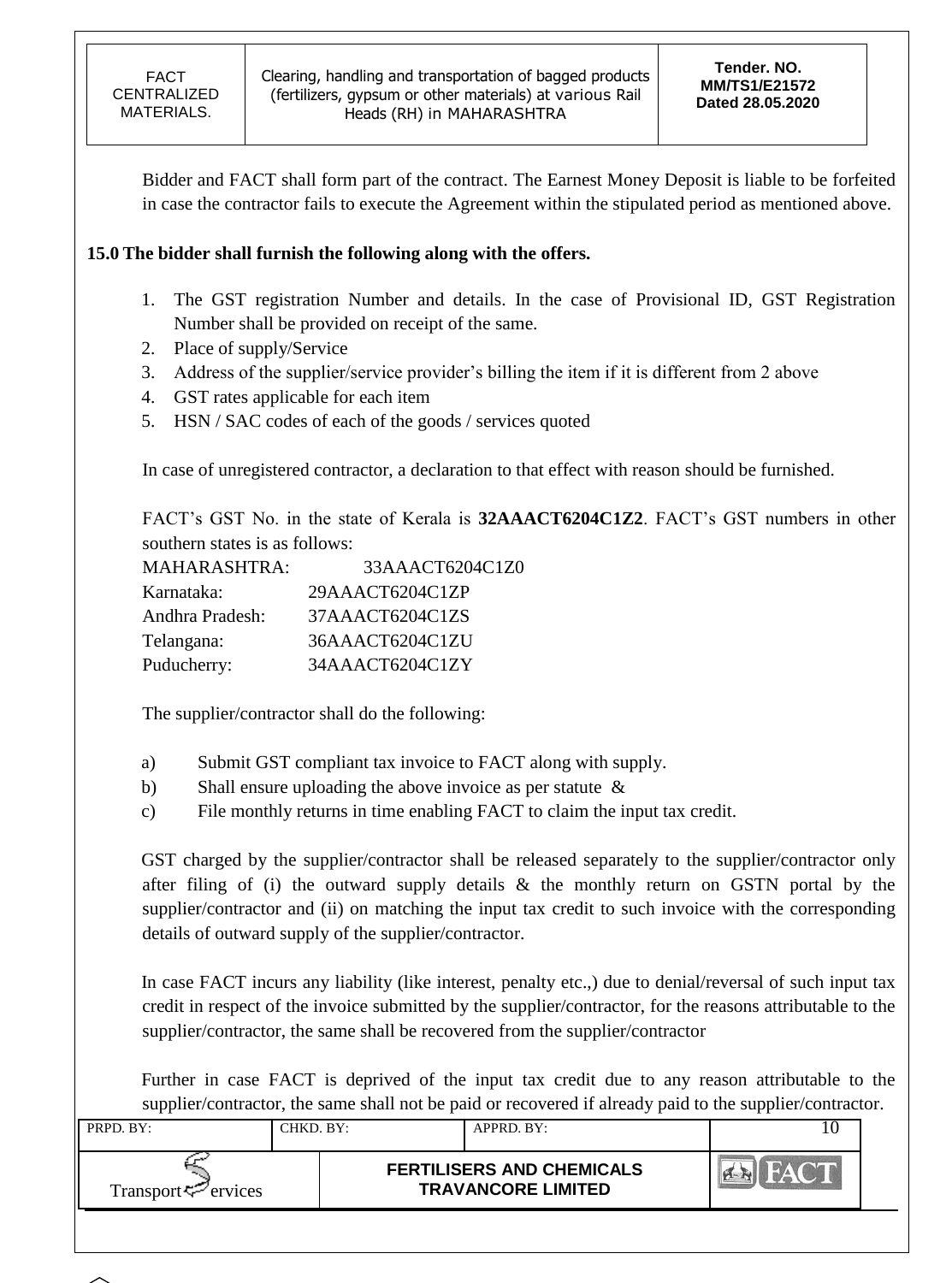Bidder and FACT shall form part of the contract. The Earnest Money Deposit is liable to be forfeited in case the contractor fails to execute the Agreement within the stipulated period as mentioned above.

**15.0 The bidder shall furnish the following along with the offers.**

1. The GST registration Number and details. In the case of Provisional ID, GST Registration Number shall be provided on receipt of the same.
2. Place of supply/Service
3. Address of the supplier/service provider's billing the item if it is different from 2 above
4. GST rates applicable for each item
5. HSN / SAC codes of each of the goods / services quoted

In case of unregistered contractor, a declaration to that effect with reason should be furnished.

FACT's GST No. in the state of Kerala is **32AAACT6204C1Z2**. FACT's GST numbers in other southern states is as follows:

| | |
|---|---|
| MAHARASHTRA: | 33AAACT6204C1Z0 |
| Karnataka: | 29AAACT6204C1ZP |
| Andhra Pradesh: | 37AAACT6204C1ZS |
| Telangana: | 36AAACT6204C1ZU |
| Puducherry: | 34AAACT6204C1ZY |

The supplier/contractor shall do the following:

a) Submit GST compliant tax invoice to FACT along with supply.
b) Shall ensure uploading the above invoice as per statute &
c) File monthly returns in time enabling FACT to claim the input tax credit.

GST charged by the supplier/contractor shall be released separately to the supplier/contractor only after filing of (i) the outward supply details & the monthly return on GSTN portal by the supplier/contractor and (ii) on matching the input tax credit to such invoice with the corresponding details of outward supply of the supplier/contractor.

In case FACT incurs any liability (like interest, penalty etc.,) due to denial/reversal of such input tax credit in respect of the invoice submitted by the supplier/contractor, for the reasons attributable to the supplier/contractor, the same shall be recovered from the supplier/contractor

Further in case FACT is deprived of the input tax credit due to any reason attributable to the supplier/contractor, the same shall not be paid or recovered if already paid to the supplier/contractor.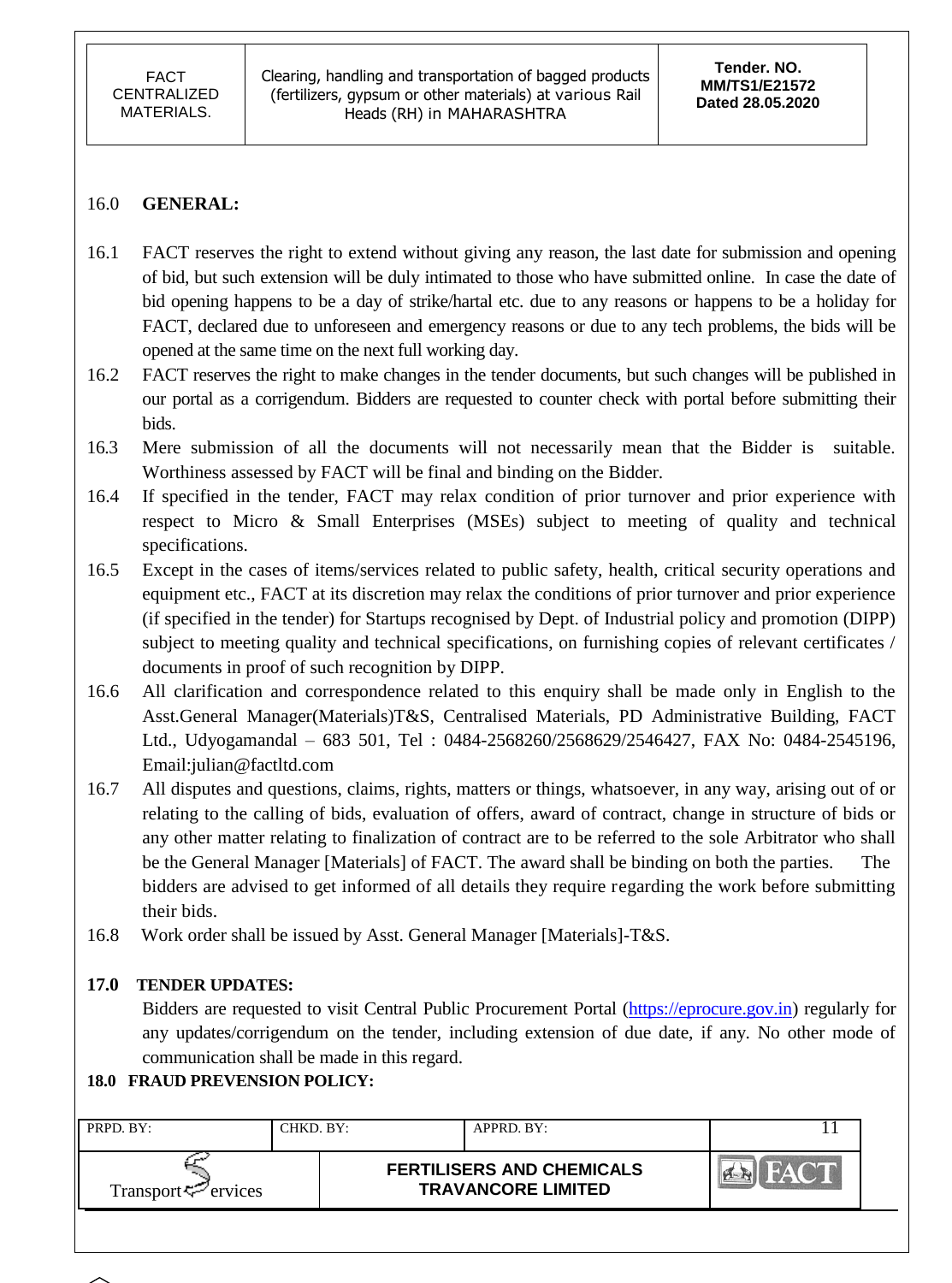## 16.0 GENERAL:

16.1 FACT reserves the right to extend without giving any reason, the last date for submission and opening of bid, but such extension will be duly intimated to those who have submitted online. In case the date of bid opening happens to be a day of strike/hartal etc. due to any reasons or happens to be a holiday for FACT, declared due to unforeseen and emergency reasons or due to any tech problems, the bids will be opened at the same time on the next full working day.

16.2 FACT reserves the right to make changes in the tender documents, but such changes will be published in our portal as a corrigendum. Bidders are requested to counter check with portal before submitting their bids.

16.3 Mere submission of all the documents will not necessarily mean that the Bidder is suitable. Worthiness assessed by FACT will be final and binding on the Bidder.

16.4 If specified in the tender, FACT may relax condition of prior turnover and prior experience with respect to Micro & Small Enterprises (MSEs) subject to meeting of quality and technical specifications.

16.5 Except in the cases of items/services related to public safety, health, critical security operations and equipment etc., FACT at its discretion may relax the conditions of prior turnover and prior experience (if specified in the tender) for Startups recognised by Dept. of Industrial policy and promotion (DIPP) subject to meeting quality and technical specifications, on furnishing copies of relevant certificates / documents in proof of such recognition by DIPP.

16.6 All clarification and correspondence related to this enquiry shall be made only in English to the Asst.General Manager(Materials)T&S, Centralised Materials, PD Administrative Building, FACT Ltd., Udyogamandal – 683 501, Tel : 0484-2568260/2568629/2546427, FAX No: 0484-2545196, Email:julian@factltd.com

16.7 All disputes and questions, claims, rights, matters or things, whatsoever, in any way, arising out of or relating to the calling of bids, evaluation of offers, award of contract, change in structure of bids or any other matter relating to finalization of contract are to be referred to the sole Arbitrator who shall be the General Manager [Materials] of FACT. The award shall be binding on both the parties. The bidders are advised to get informed of all details they require regarding the work before submitting their bids.

16.8 Work order shall be issued by Asst. General Manager [Materials]-T&S.

## 17.0 TENDER UPDATES:

Bidders are requested to visit Central Public Procurement Portal (https://eprocure.gov.in) regularly for any updates/corrigendum on the tender, including extension of due date, if any. No other mode of communication shall be made in this regard.

## 18.0 FRAUD PREVENSION POLICY: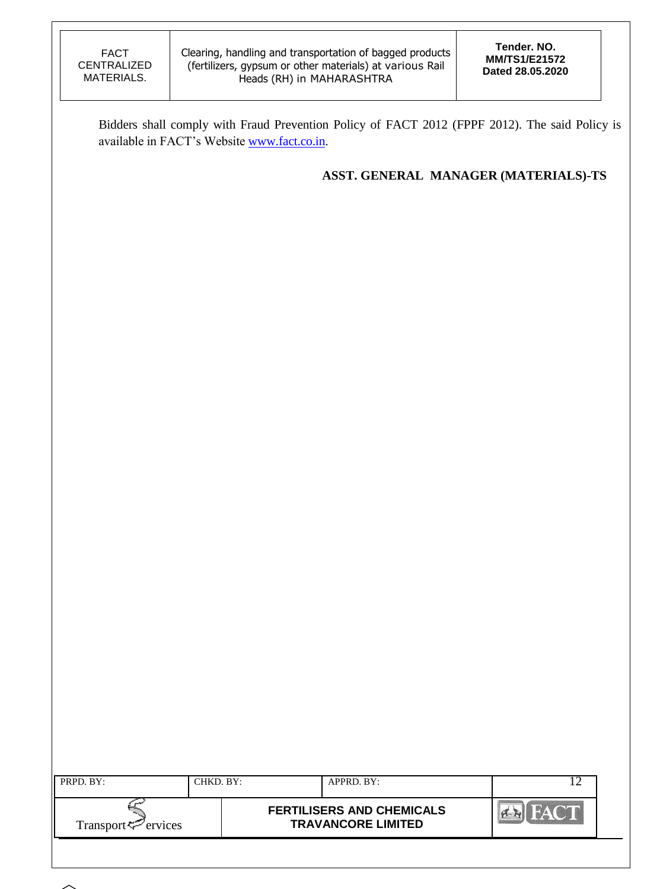Bidders shall comply with Fraud Prevention Policy of FACT 2012 (FPPF 2012). The said Policy is available in FACT's Website www.fact.co.in.

**ASST. GENERAL MANAGER (MATERIALS)-TS**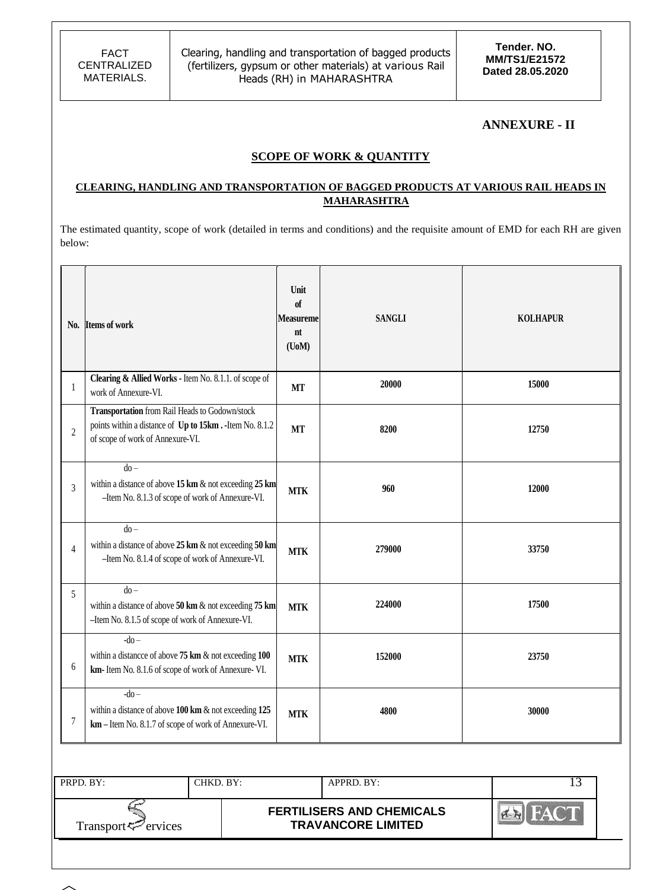## ANNEXURE - II

### SCOPE OF WORK & QUANTITY

#### CLEARING, HANDLING AND TRANSPORTATION OF BAGGED PRODUCTS AT VARIOUS RAIL HEADS IN MAHARASHTRA

The estimated quantity, scope of work (detailed in terms and conditions) and the requisite amount of EMD for each RH are given below:

| No. | Items of work | Unit of Measurement (UoM) | SANGLI | KOLHAPUR |
|---|---|---|---|---|
| 1 | **Clearing & Allied Works -** Item No. 8.1.1. of scope of work of Annexure-VI. | **MT** | **20000** | **15000** |
| 2 | **Transportation** from Rail Heads to Godown/stock points within a distance of **Up to 15km . -**Item No. 8.1.2 of scope of work of Annexure-VI. | **MT** | **8200** | **12750** |
| 3 | do – within a distance of above **15 km** & not exceeding **25 km** –Item No. 8.1.3 of scope of work of Annexure-VI. | **MTK** | **960** | **12000** |
| 4 | do – within a distance of above **25 km** & not exceeding **50 km** –Item No. 8.1.4 of scope of work of Annexure-VI. | **MTK** | **279000** | **33750** |
| 5 | do – within a distance of above **50 km** & not exceeding **75 km** –Item No. 8.1.5 of scope of work of Annexure-VI. | **MTK** | **224000** | **17500** |
| 6 | -do – within a distancce of above **75 km** & not exceeding **100 km-** Item No. 8.1.6 of scope of work of Annexure- VI. | **MTK** | **152000** | **23750** |
| 7 | -do – within a distance of above **100 km** & not exceeding **125 km –** Item No. 8.1.7 of scope of work of Annexure-VI. | **MTK** | **4800** | **30000** |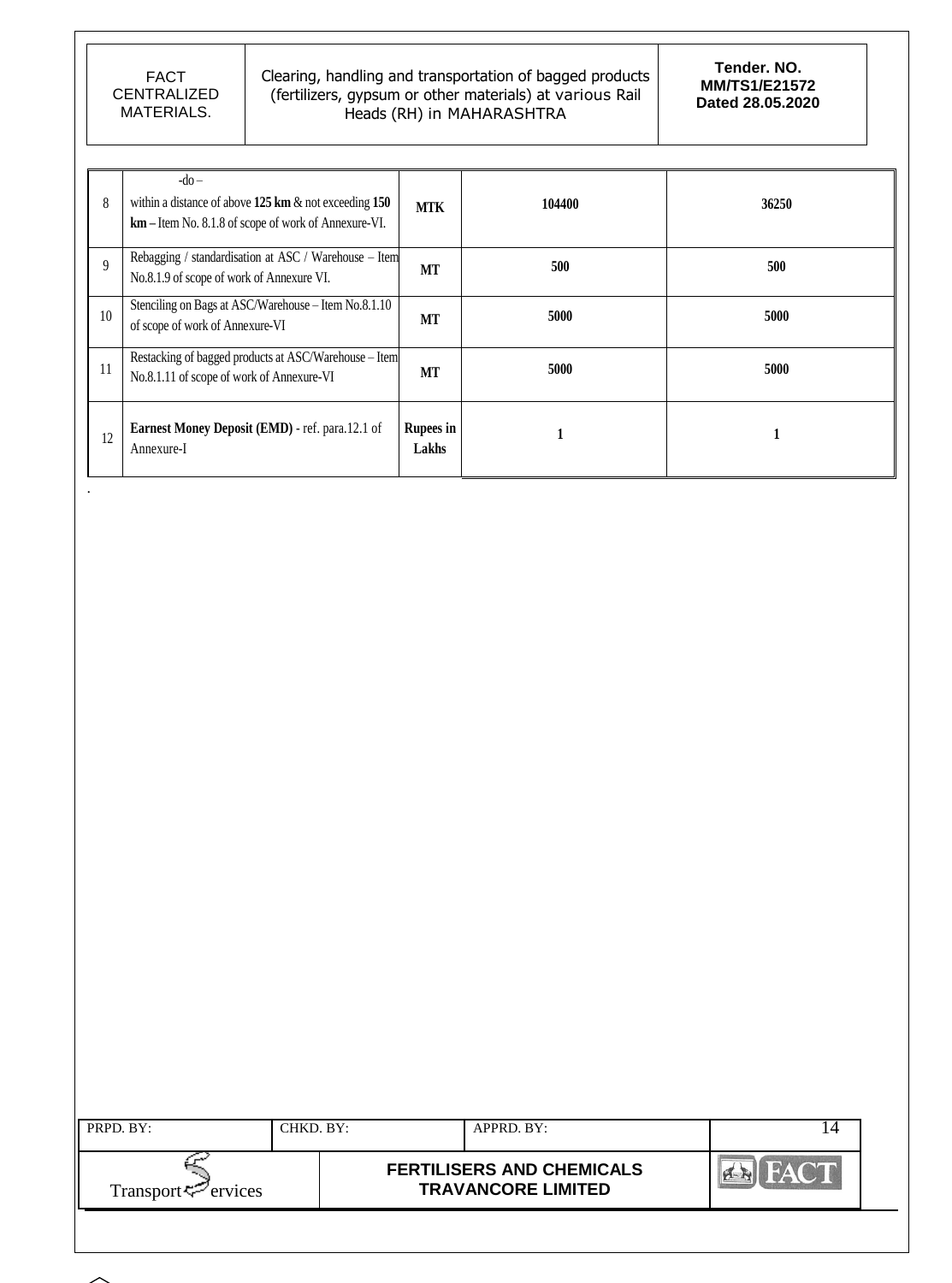| | | | | |
|---|---|---|---|---|
| 8 | -do – within a distance of above **125 km** & not exceeding **150 km** – Item No. 8.1.8 of scope of work of Annexure-VI. | **MTK** | **104400** | **36250** |
| 9 | Rebagging / standardisation at ASC / Warehouse – Item No.8.1.9 of scope of work of Annexure VI. | **MT** | **500** | **500** |
| 10 | Stenciling on Bags at ASC/Warehouse – Item No.8.1.10 of scope of work of Annexure-VI | **MT** | **5000** | **5000** |
| 11 | Restacking of bagged products at ASC/Warehouse – Item No.8.1.11 of scope of work of Annexure-VI | **MT** | **5000** | **5000** |
| 12 | **Earnest Money Deposit (EMD)** - ref. para.12.1 of Annexure-I | **Rupees in Lakhs** | **1** | **1** |

.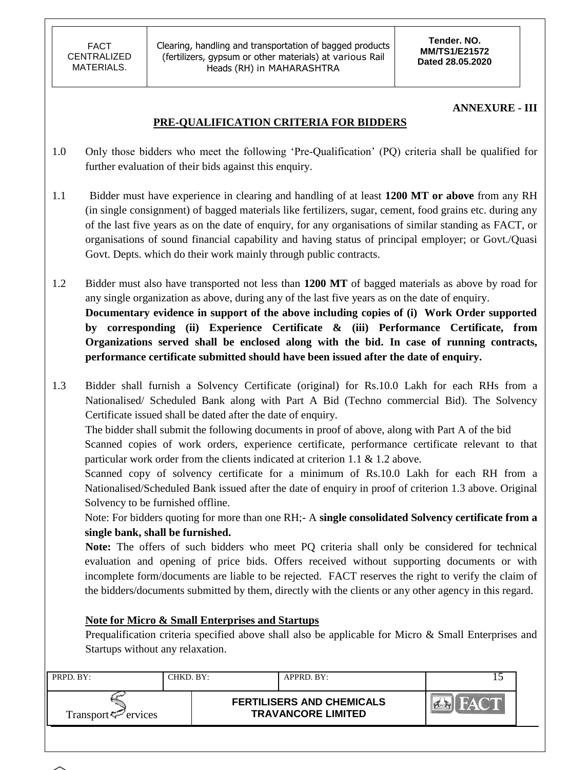**ANNEXURE - III**

## PRE-QUALIFICATION CRITERIA FOR BIDDERS

1.0 Only those bidders who meet the following 'Pre-Qualification' (PQ) criteria shall be qualified for further evaluation of their bids against this enquiry.

1.1 Bidder must have experience in clearing and handling of at least **1200 MT or above** from any RH (in single consignment) of bagged materials like fertilizers, sugar, cement, food grains etc. during any of the last five years as on the date of enquiry, for any organisations of similar standing as FACT, or organisations of sound financial capability and having status of principal employer; or Govt./Quasi Govt. Depts. which do their work mainly through public contracts.

1.2 Bidder must also have transported not less than **1200 MT** of bagged materials as above by road for any single organization as above, during any of the last five years as on the date of enquiry.
**Documentary evidence in support of the above including copies of (i) Work Order supported by corresponding (ii) Experience Certificate & (iii) Performance Certificate, from Organizations served shall be enclosed along with the bid. In case of running contracts, performance certificate submitted should have been issued after the date of enquiry.**

1.3 Bidder shall furnish a Solvency Certificate (original) for Rs.10.0 Lakh for each RHs from a Nationalised/ Scheduled Bank along with Part A Bid (Techno commercial Bid). The Solvency Certificate issued shall be dated after the date of enquiry.
The bidder shall submit the following documents in proof of above, along with Part A of the bid
Scanned copies of work orders, experience certificate, performance certificate relevant to that particular work order from the clients indicated at criterion 1.1 & 1.2 above.
Scanned copy of solvency certificate for a minimum of Rs.10.0 Lakh for each RH from a Nationalised/Scheduled Bank issued after the date of enquiry in proof of criterion 1.3 above. Original Solvency to be furnished offline.
Note: For bidders quoting for more than one RH;- A **single consolidated Solvency certificate from a single bank, shall be furnished.**
**Note:** The offers of such bidders who meet PQ criteria shall only be considered for technical evaluation and opening of price bids. Offers received without supporting documents or with incomplete form/documents are liable to be rejected. FACT reserves the right to verify the claim of the bidders/documents submitted by them, directly with the clients or any other agency in this regard.

**Note for Micro & Small Enterprises and Startups**
Prequalification criteria specified above shall also be applicable for Micro & Small Enterprises and Startups without any relaxation.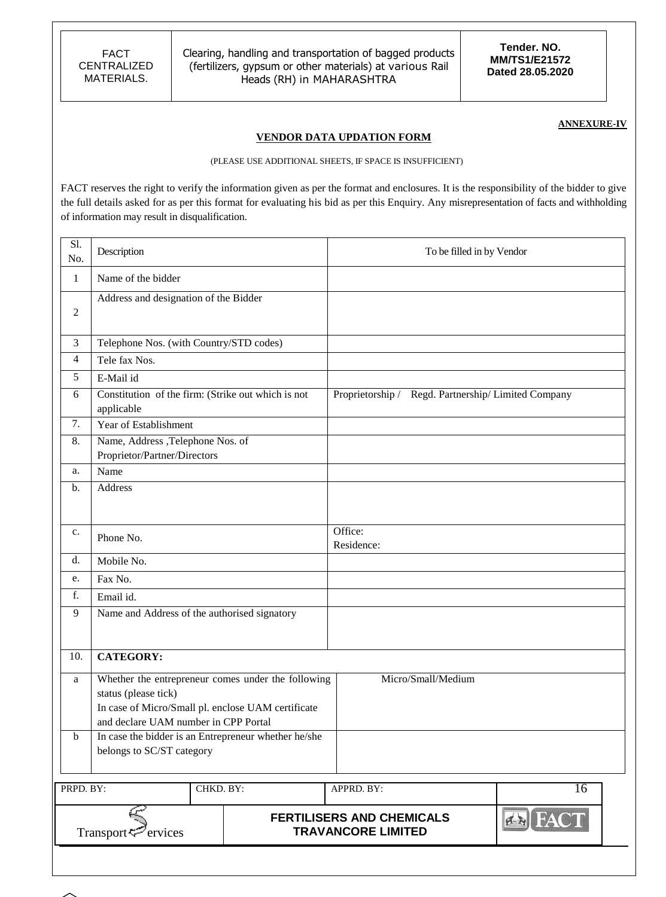**ANNEXURE-IV**

## VENDOR DATA UPDATION FORM

(PLEASE USE ADDITIONAL SHEETS, IF SPACE IS INSUFFICIENT)

FACT reserves the right to verify the information given as per the format and enclosures. It is the responsibility of the bidder to give the full details asked for as per this format for evaluating his bid as per this Enquiry. Any misrepresentation of facts and withholding of information may result in disqualification.

| Sl. No. | Description | To be filled in by Vendor |
|---|---|---|
| 1 | Name of the bidder | |
| 2 | Address and designation of the Bidder | |
| 3 | Telephone Nos. (with Country/STD codes) | |
| 4 | Tele fax Nos. | |
| 5 | E-Mail id | |
| 6 | Constitution of the firm: (Strike out which is not applicable | Proprietorship / Regd. Partnership/ Limited Company |
| 7. | Year of Establishment | |
| 8. | Name, Address ,Telephone Nos. of Proprietor/Partner/Directors | |
| a. | Name | |
| b. | Address | |
| c. | Phone No. | Office:<br>Residence: |
| d. | Mobile No. | |
| e. | Fax No. | |
| f. | Email id. | |
| 9 | Name and Address of the authorised signatory | |
| 10. | **CATEGORY:** | |
| a | Whether the entrepreneur comes under the following status (please tick)<br>In case of Micro/Small pl. enclose UAM certificate and declare UAM number in CPP Portal | Micro/Small/Medium |
| b | In case the bidder is an Entrepreneur whether he/she belongs to SC/ST category | |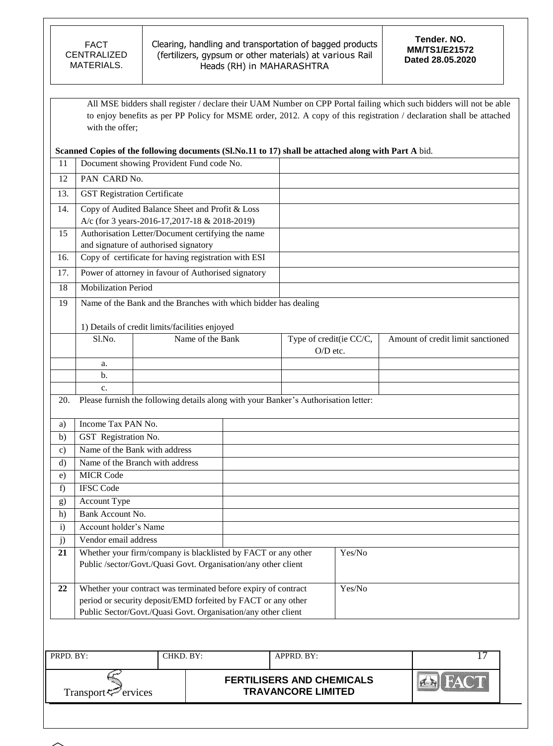All MSE bidders shall register / declare their UAM Number on CPP Portal failing which such bidders will not be able to enjoy benefits as per PP Policy for MSME order, 2012. A copy of this registration / declaration shall be attached with the offer;

**Scanned Copies of the following documents (Sl.No.11 to 17) shall be attached along with Part A** bid.

| | | |
|---|---|---|
| 11 | Document showing Provident Fund code No. | |
| 12 | PAN CARD No. | |
| 13. | GST Registration Certificate | |
| 14. | Copy of Audited Balance Sheet and Profit & Loss A/c (for 3 years-2016-17,2017-18 & 2018-2019) | |
| 15 | Authorisation Letter/Document certifying the name and signature of authorised signatory | |
| 16. | Copy of certificate for having registration with ESI | |
| 17. | Power of attorney in favour of Authorised signatory | |
| 18 | Mobilization Period | |

19 Name of the Bank and the Branches with which bidder has dealing

1) Details of credit limits/facilities enjoyed

| Sl.No. | Name of the Bank | Type of credit(ie CC/C, O/D etc. | Amount of credit limit sanctioned |
|---|---|---|---|
| a. | | | |
| b. | | | |
| c. | | | |

20. Please furnish the following details along with your Banker's Authorisation letter:

| | | |
|---|---|---|
| a) | Income Tax PAN No. | |
| b) | GST Registration No. | |
| c) | Name of the Bank with address | |
| d) | Name of the Branch with address | |
| e) | MICR Code | |
| f) | IFSC Code | |
| g) | Account Type | |
| h) | Bank Account No. | |
| i) | Account holder's Name | |
| j) | Vendor email address | |

| | | |
|---|---|---|
| **21** | Whether your firm/company is blacklisted by FACT or any other Public /sector/Govt./Quasi Govt. Organisation/any other client | Yes/No |
| **22** | Whether your contract was terminated before expiry of contract period or security deposit/EMD forfeited by FACT or any other Public Sector/Govt./Quasi Govt. Organisation/any other client | Yes/No |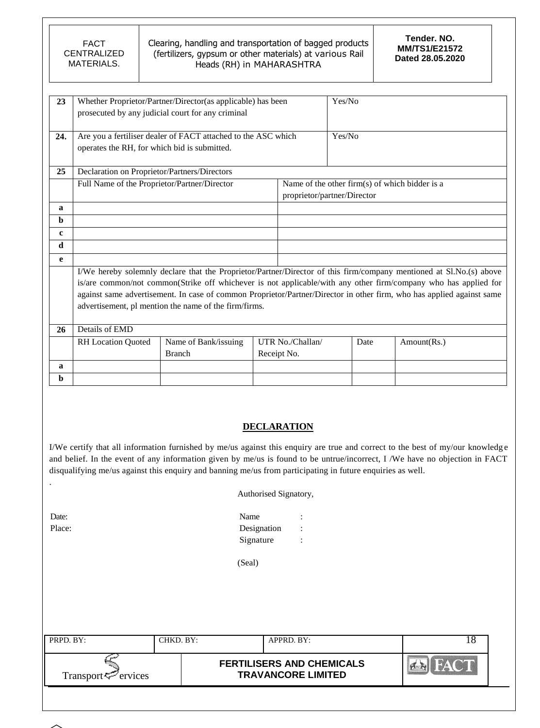| 23 | Whether Proprietor/Partner/Director(as applicable) has been prosecuted by any judicial court for any criminal | Yes/No |
|---|---|---|
| 24. | Are you a fertiliser dealer of FACT attached to the ASC which operates the RH, for which bid is submitted. | Yes/No |

| 25 | Declaration on Proprietor/Partners/Directors | |
|---|---|---|
| | Full Name of the Proprietor/Partner/Director | Name of the other firm(s) of which bidder is a proprietor/partner/Director |
| a | | |
| b | | |
| c | | |
| d | | |
| e | | |
| | I/We hereby solemnly declare that the Proprietor/Partner/Director of this firm/company mentioned at Sl.No.(s) above is/are common/not common(Strike off whichever is not applicable/with any other firm/company who has applied for against same advertisement. In case of common Proprietor/Partner/Director in other firm, who has applied against same advertisement, pl mention the name of the firm/firms. | |

| 26 | Details of EMD | | | | |
|---|---|---|---|---|---|
| | RH Location Quoted | Name of Bank/issuing Branch | UTR No./Challan/ Receipt No. | Date | Amount(Rs.) |
| a | | | | | |
| b | | | | | |

## DECLARATION

I/We certify that all information furnished by me/us against this enquiry are true and correct to the best of my/our knowledge and belief. In the event of any information given by me/us is found to be untrue/incorrect, I /We have no objection in FACT disqualifying me/us against this enquiry and banning me/us from participating in future enquiries as well.

Authorised Signatory,

Date:

Place:

Name :

Designation :

Signature :

(Seal)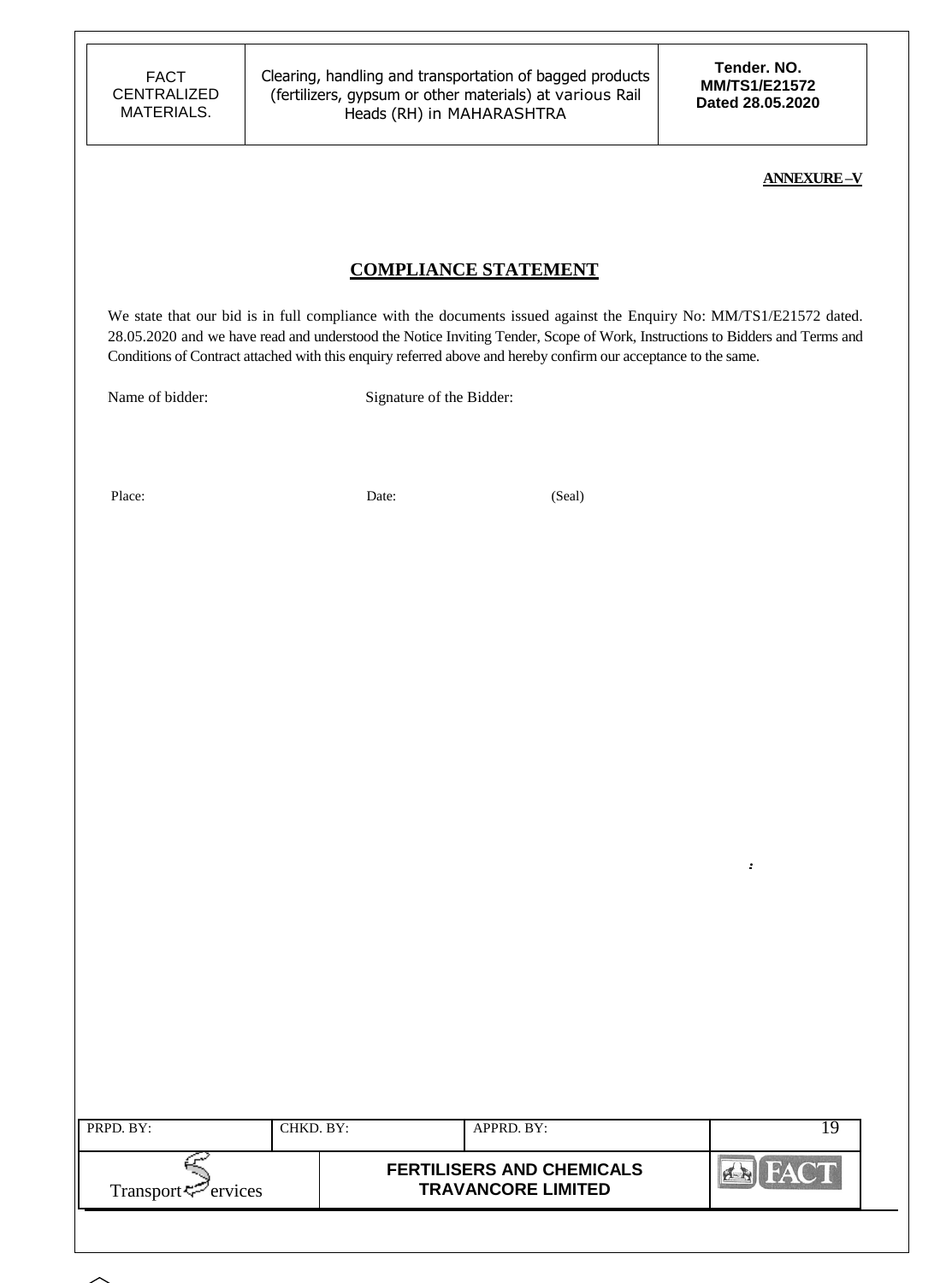**ANNEXURE –V**

## COMPLIANCE STATEMENT

We state that our bid is in full compliance with the documents issued against the Enquiry No: MM/TS1/E21572 dated. 28.05.2020 and we have read and understood the Notice Inviting Tender, Scope of Work, Instructions to Bidders and Terms and Conditions of Contract attached with this enquiry referred above and hereby confirm our acceptance to the same.

Name of bidder: Signature of the Bidder:

Place: Date: (Seal)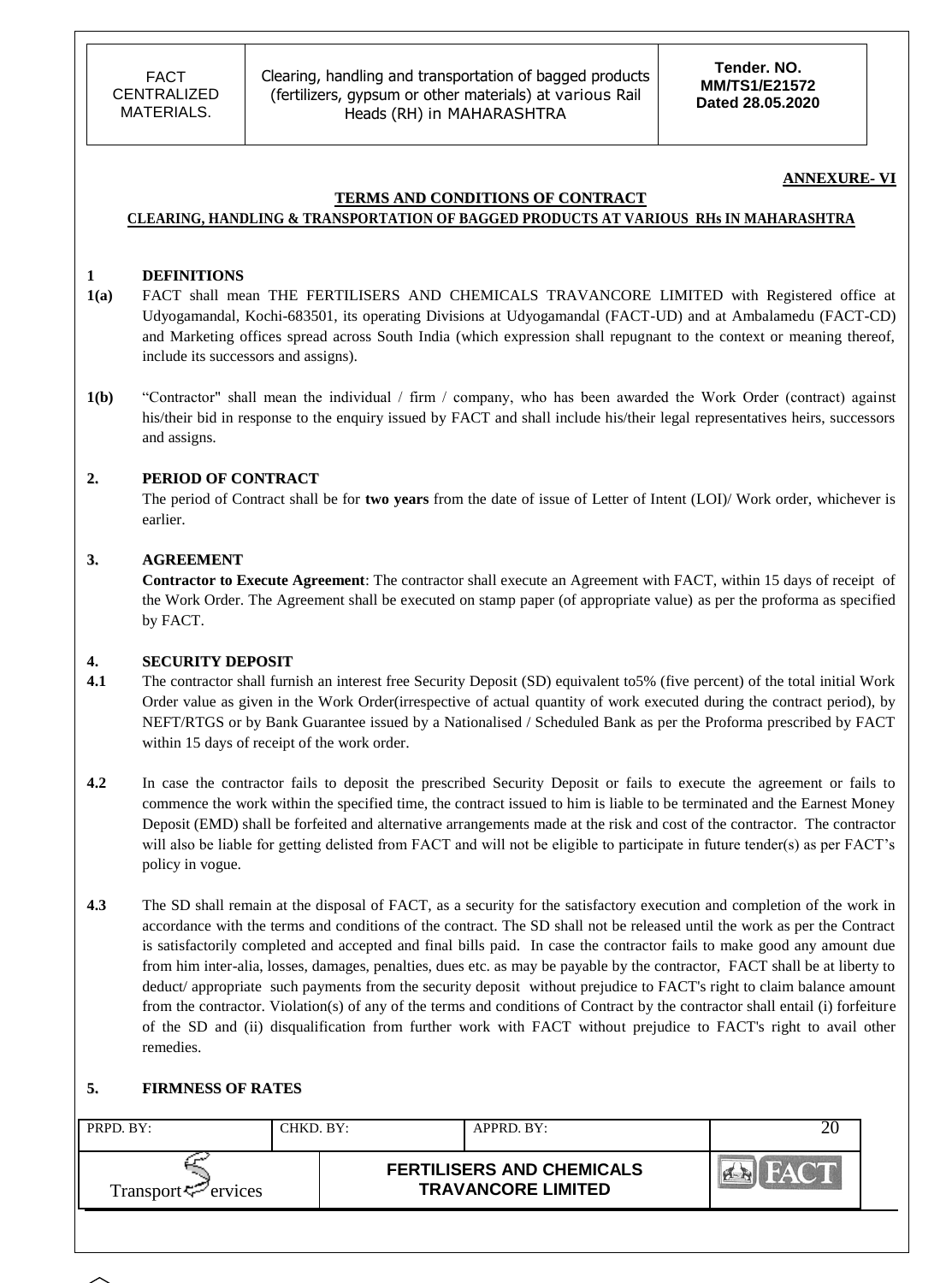**ANNEXURE- VI**

## TERMS AND CONDITIONS OF CONTRACT

**CLEARING, HANDLING & TRANSPORTATION OF BAGGED PRODUCTS AT VARIOUS RHs IN MAHARASHTRA**

**1 DEFINITIONS**

**1(a)** FACT shall mean THE FERTILISERS AND CHEMICALS TRAVANCORE LIMITED with Registered office at Udyogamandal, Kochi-683501, its operating Divisions at Udyogamandal (FACT-UD) and at Ambalamedu (FACT-CD) and Marketing offices spread across South India (which expression shall repugnant to the context or meaning thereof, include its successors and assigns).

**1(b)** "Contractor" shall mean the individual / firm / company, who has been awarded the Work Order (contract) against his/their bid in response to the enquiry issued by FACT and shall include his/their legal representatives heirs, successors and assigns.

**2. PERIOD OF CONTRACT**

The period of Contract shall be for **two years** from the date of issue of Letter of Intent (LOI)/ Work order, whichever is earlier.

**3. AGREEMENT**

**Contractor to Execute Agreement**: The contractor shall execute an Agreement with FACT, within 15 days of receipt of the Work Order. The Agreement shall be executed on stamp paper (of appropriate value) as per the proforma as specified by FACT.

**4. SECURITY DEPOSIT**

**4.1** The contractor shall furnish an interest free Security Deposit (SD) equivalent to5% (five percent) of the total initial Work Order value as given in the Work Order(irrespective of actual quantity of work executed during the contract period), by NEFT/RTGS or by Bank Guarantee issued by a Nationalised / Scheduled Bank as per the Proforma prescribed by FACT within 15 days of receipt of the work order.

**4.2** In case the contractor fails to deposit the prescribed Security Deposit or fails to execute the agreement or fails to commence the work within the specified time, the contract issued to him is liable to be terminated and the Earnest Money Deposit (EMD) shall be forfeited and alternative arrangements made at the risk and cost of the contractor. The contractor will also be liable for getting delisted from FACT and will not be eligible to participate in future tender(s) as per FACT's policy in vogue.

**4.3** The SD shall remain at the disposal of FACT, as a security for the satisfactory execution and completion of the work in accordance with the terms and conditions of the contract. The SD shall not be released until the work as per the Contract is satisfactorily completed and accepted and final bills paid. In case the contractor fails to make good any amount due from him inter-alia, losses, damages, penalties, dues etc. as may be payable by the contractor, FACT shall be at liberty to deduct/ appropriate such payments from the security deposit without prejudice to FACT's right to claim balance amount from the contractor. Violation(s) of any of the terms and conditions of Contract by the contractor shall entail (i) forfeiture of the SD and (ii) disqualification from further work with FACT without prejudice to FACT's right to avail other remedies.

**5. FIRMNESS OF RATES**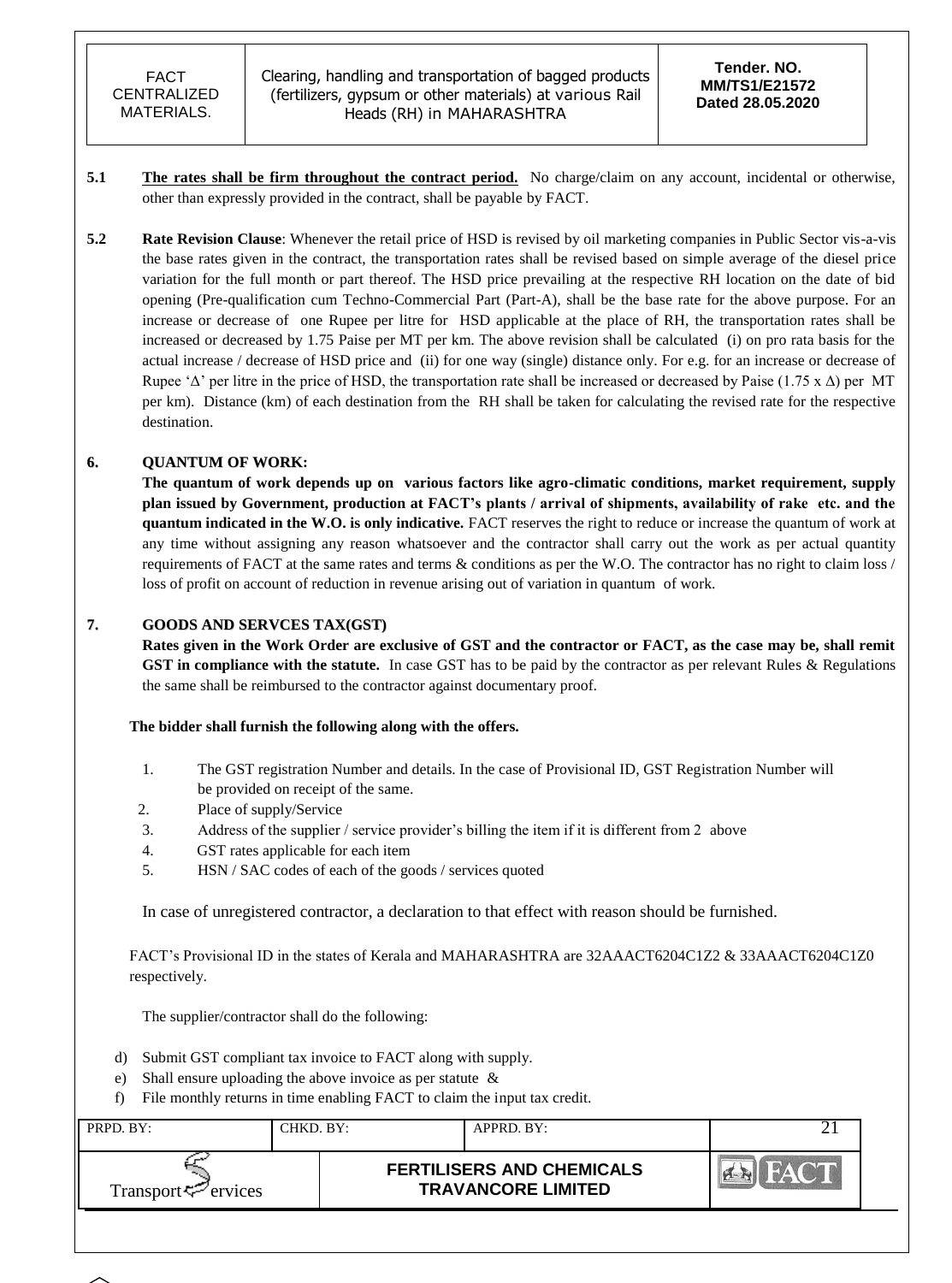**5.1** **The rates shall be firm throughout the contract period.** No charge/claim on any account, incidental or otherwise, other than expressly provided in the contract, shall be payable by FACT.

**5.2** **Rate Revision Clause**: Whenever the retail price of HSD is revised by oil marketing companies in Public Sector vis-a-vis the base rates given in the contract, the transportation rates shall be revised based on simple average of the diesel price variation for the full month or part thereof. The HSD price prevailing at the respective RH location on the date of bid opening (Pre-qualification cum Techno-Commercial Part (Part-A), shall be the base rate for the above purpose. For an increase or decrease of one Rupee per litre for HSD applicable at the place of RH, the transportation rates shall be increased or decreased by 1.75 Paise per MT per km. The above revision shall be calculated (i) on pro rata basis for the actual increase / decrease of HSD price and (ii) for one way (single) distance only. For e.g. for an increase or decrease of Rupee '$\Delta$' per litre in the price of HSD, the transportation rate shall be increased or decreased by Paise ($1.75 \times \Delta$) per MT per km). Distance (km) of each destination from the RH shall be taken for calculating the revised rate for the respective destination.

## 6. QUANTUM OF WORK:

**The quantum of work depends up on various factors like agro-climatic conditions, market requirement, supply plan issued by Government, production at FACT's plants / arrival of shipments, availability of rake etc. and the quantum indicated in the W.O. is only indicative.** FACT reserves the right to reduce or increase the quantum of work at any time without assigning any reason whatsoever and the contractor shall carry out the work as per actual quantity requirements of FACT at the same rates and terms & conditions as per the W.O. The contractor has no right to claim loss / loss of profit on account of reduction in revenue arising out of variation in quantum of work.

## 7. GOODS AND SERVCES TAX(GST)

**Rates given in the Work Order are exclusive of GST and the contractor or FACT, as the case may be, shall remit GST in compliance with the statute.** In case GST has to be paid by the contractor as per relevant Rules & Regulations the same shall be reimbursed to the contractor against documentary proof.

**The bidder shall furnish the following along with the offers.**

1. The GST registration Number and details. In the case of Provisional ID, GST Registration Number will be provided on receipt of the same.
2. Place of supply/Service
3. Address of the supplier / service provider's billing the item if it is different from 2 above
4. GST rates applicable for each item
5. HSN / SAC codes of each of the goods / services quoted

In case of unregistered contractor, a declaration to that effect with reason should be furnished.

FACT's Provisional ID in the states of Kerala and MAHARASHTRA are 32AAACT6204C1Z2 & 33AAACT6204C1Z0 respectively.

The supplier/contractor shall do the following:

d) Submit GST compliant tax invoice to FACT along with supply.
e) Shall ensure uploading the above invoice as per statute &
f) File monthly returns in time enabling FACT to claim the input tax credit.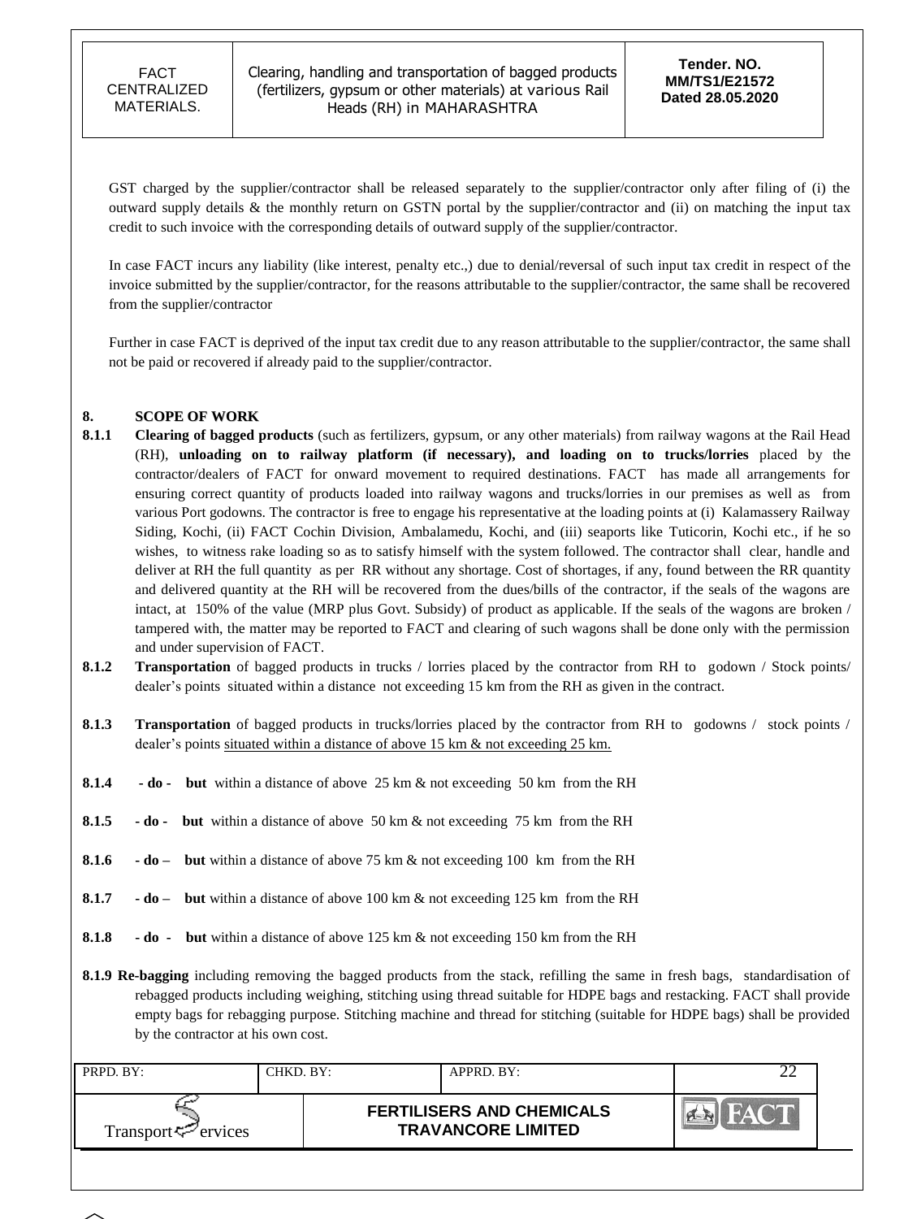GST charged by the supplier/contractor shall be released separately to the supplier/contractor only after filing of (i) the outward supply details & the monthly return on GSTN portal by the supplier/contractor and (ii) on matching the input tax credit to such invoice with the corresponding details of outward supply of the supplier/contractor.

In case FACT incurs any liability (like interest, penalty etc.,) due to denial/reversal of such input tax credit in respect of the invoice submitted by the supplier/contractor, for the reasons attributable to the supplier/contractor, the same shall be recovered from the supplier/contractor

Further in case FACT is deprived of the input tax credit due to any reason attributable to the supplier/contractor, the same shall not be paid or recovered if already paid to the supplier/contractor.

## 8. SCOPE OF WORK

**8.1.1** **Clearing of bagged products** (such as fertilizers, gypsum, or any other materials) from railway wagons at the Rail Head (RH), **unloading on to railway platform (if necessary), and loading on to trucks/lorries** placed by the contractor/dealers of FACT for onward movement to required destinations. FACT has made all arrangements for ensuring correct quantity of products loaded into railway wagons and trucks/lorries in our premises as well as from various Port godowns. The contractor is free to engage his representative at the loading points at (i) Kalamassery Railway Siding, Kochi, (ii) FACT Cochin Division, Ambalamedu, Kochi, and (iii) seaports like Tuticorin, Kochi etc., if he so wishes, to witness rake loading so as to satisfy himself with the system followed. The contractor shall clear, handle and deliver at RH the full quantity as per RR without any shortage. Cost of shortages, if any, found between the RR quantity and delivered quantity at the RH will be recovered from the dues/bills of the contractor, if the seals of the wagons are intact, at 150% of the value (MRP plus Govt. Subsidy) of product as applicable. If the seals of the wagons are broken / tampered with, the matter may be reported to FACT and clearing of such wagons shall be done only with the permission and under supervision of FACT.

**8.1.2** **Transportation** of bagged products in trucks / lorries placed by the contractor from RH to godown / Stock points/ dealer's points situated within a distance not exceeding 15 km from the RH as given in the contract.

**8.1.3** **Transportation** of bagged products in trucks/lorries placed by the contractor from RH to godowns / stock points / dealer's points situated within a distance of above 15 km & not exceeding 25 km.

**8.1.4** **- do - but** within a distance of above 25 km & not exceeding 50 km from the RH

**8.1.5** **- do - but** within a distance of above 50 km & not exceeding 75 km from the RH

**8.1.6** **- do – but** within a distance of above 75 km & not exceeding 100 km from the RH

**8.1.7** **- do – but** within a distance of above 100 km & not exceeding 125 km from the RH

**8.1.8** **- do - but** within a distance of above 125 km & not exceeding 150 km from the RH

**8.1.9** **Re-bagging** including removing the bagged products from the stack, refilling the same in fresh bags, standardisation of rebagged products including weighing, stitching using thread suitable for HDPE bags and restacking. FACT shall provide empty bags for rebagging purpose. Stitching machine and thread for stitching (suitable for HDPE bags) shall be provided by the contractor at his own cost.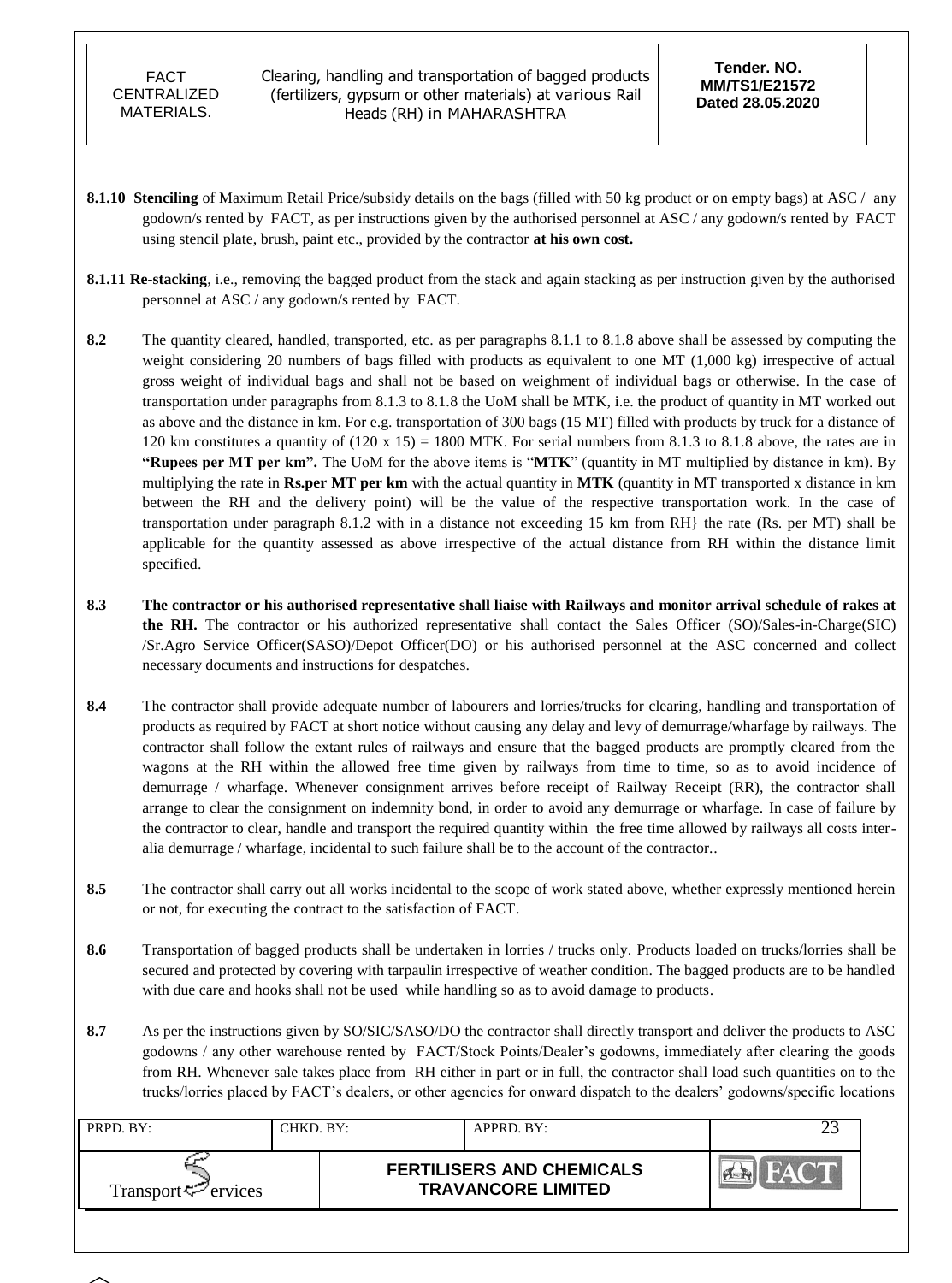**8.1.10 Stenciling** of Maximum Retail Price/subsidy details on the bags (filled with 50 kg product or on empty bags) at ASC / any godown/s rented by FACT, as per instructions given by the authorised personnel at ASC / any godown/s rented by FACT using stencil plate, brush, paint etc., provided by the contractor **at his own cost.**

**8.1.11 Re-stacking**, i.e., removing the bagged product from the stack and again stacking as per instruction given by the authorised personnel at ASC / any godown/s rented by FACT.

**8.2** The quantity cleared, handled, transported, etc. as per paragraphs 8.1.1 to 8.1.8 above shall be assessed by computing the weight considering 20 numbers of bags filled with products as equivalent to one MT (1,000 kg) irrespective of actual gross weight of individual bags and shall not be based on weighment of individual bags or otherwise. In the case of transportation under paragraphs from 8.1.3 to 8.1.8 the UoM shall be MTK, i.e. the product of quantity in MT worked out as above and the distance in km. For e.g. transportation of 300 bags (15 MT) filled with products by truck for a distance of 120 km constitutes a quantity of (120 x 15) = 1800 MTK. For serial numbers from 8.1.3 to 8.1.8 above, the rates are in **"Rupees per MT per km".** The UoM for the above items is "**MTK**" (quantity in MT multiplied by distance in km). By multiplying the rate in **Rs.per MT per km** with the actual quantity in **MTK** (quantity in MT transported x distance in km between the RH and the delivery point) will be the value of the respective transportation work. In the case of transportation under paragraph 8.1.2 with in a distance not exceeding 15 km from RH} the rate (Rs. per MT) shall be applicable for the quantity assessed as above irrespective of the actual distance from RH within the distance limit specified.

**8.3** **The contractor or his authorised representative shall liaise with Railways and monitor arrival schedule of rakes at the RH.** The contractor or his authorized representative shall contact the Sales Officer (SO)/Sales-in-Charge(SIC) /Sr.Agro Service Officer(SASO)/Depot Officer(DO) or his authorised personnel at the ASC concerned and collect necessary documents and instructions for despatches.

**8.4** The contractor shall provide adequate number of labourers and lorries/trucks for clearing, handling and transportation of products as required by FACT at short notice without causing any delay and levy of demurrage/wharfage by railways. The contractor shall follow the extant rules of railways and ensure that the bagged products are promptly cleared from the wagons at the RH within the allowed free time given by railways from time to time, so as to avoid incidence of demurrage / wharfage. Whenever consignment arrives before receipt of Railway Receipt (RR), the contractor shall arrange to clear the consignment on indemnity bond, in order to avoid any demurrage or wharfage. In case of failure by the contractor to clear, handle and transport the required quantity within the free time allowed by railways all costs inter-alia demurrage / wharfage, incidental to such failure shall be to the account of the contractor..

**8.5** The contractor shall carry out all works incidental to the scope of work stated above, whether expressly mentioned herein or not, for executing the contract to the satisfaction of FACT.

**8.6** Transportation of bagged products shall be undertaken in lorries / trucks only. Products loaded on trucks/lorries shall be secured and protected by covering with tarpaulin irrespective of weather condition. The bagged products are to be handled with due care and hooks shall not be used while handling so as to avoid damage to products.

**8.7** As per the instructions given by SO/SIC/SASO/DO the contractor shall directly transport and deliver the products to ASC godowns / any other warehouse rented by FACT/Stock Points/Dealer's godowns, immediately after clearing the goods from RH. Whenever sale takes place from RH either in part or in full, the contractor shall load such quantities on to the trucks/lorries placed by FACT's dealers, or other agencies for onward dispatch to the dealers' godowns/specific locations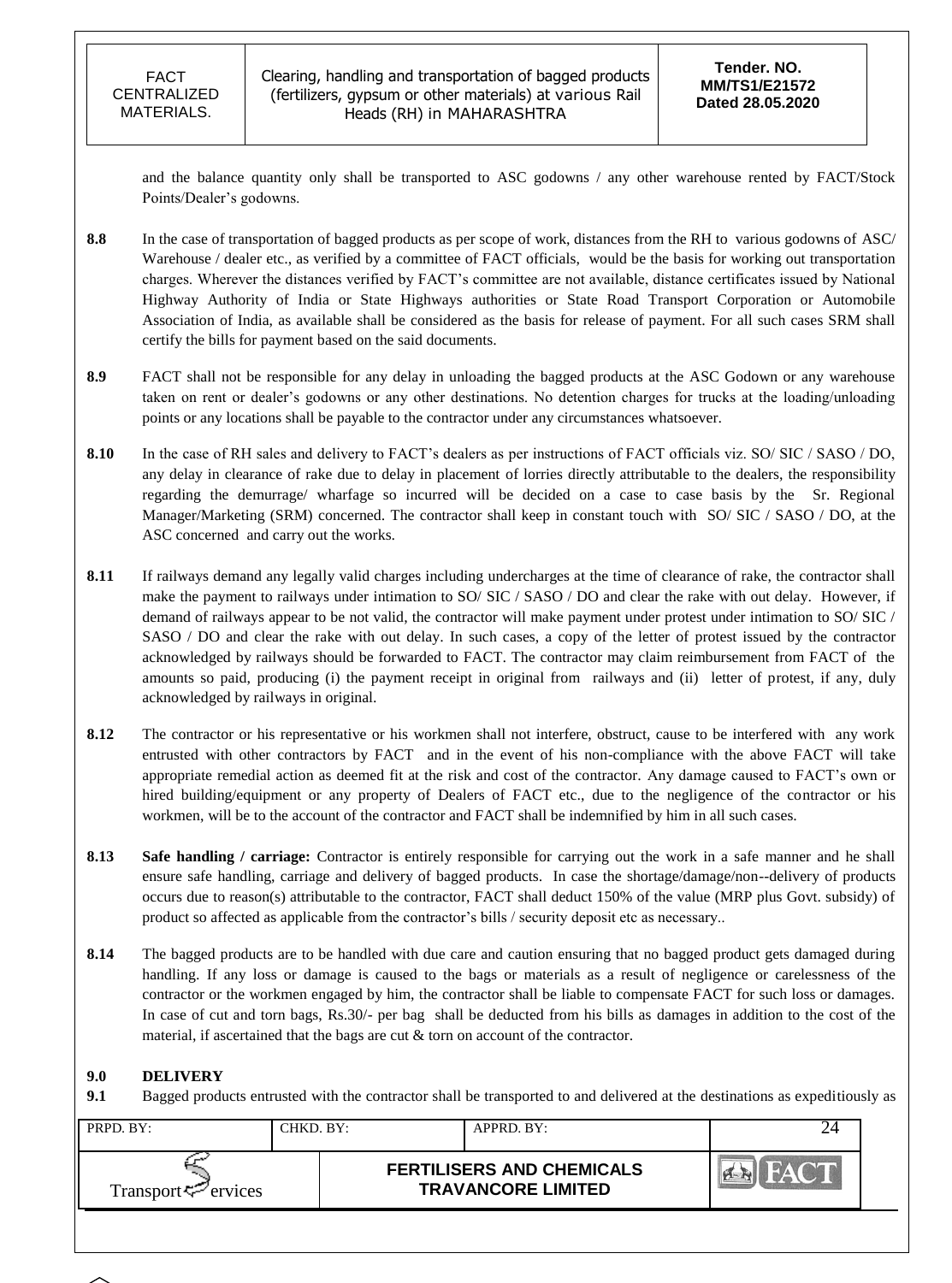and the balance quantity only shall be transported to ASC godowns / any other warehouse rented by FACT/Stock Points/Dealer's godowns.

**8.8** In the case of transportation of bagged products as per scope of work, distances from the RH to various godowns of ASC/ Warehouse / dealer etc., as verified by a committee of FACT officials, would be the basis for working out transportation charges. Wherever the distances verified by FACT's committee are not available, distance certificates issued by National Highway Authority of India or State Highways authorities or State Road Transport Corporation or Automobile Association of India, as available shall be considered as the basis for release of payment. For all such cases SRM shall certify the bills for payment based on the said documents.

**8.9** FACT shall not be responsible for any delay in unloading the bagged products at the ASC Godown or any warehouse taken on rent or dealer's godowns or any other destinations. No detention charges for trucks at the loading/unloading points or any locations shall be payable to the contractor under any circumstances whatsoever.

**8.10** In the case of RH sales and delivery to FACT's dealers as per instructions of FACT officials viz. SO/ SIC / SASO / DO, any delay in clearance of rake due to delay in placement of lorries directly attributable to the dealers, the responsibility regarding the demurrage/ wharfage so incurred will be decided on a case to case basis by the Sr. Regional Manager/Marketing (SRM) concerned. The contractor shall keep in constant touch with SO/ SIC / SASO / DO, at the ASC concerned and carry out the works.

**8.11** If railways demand any legally valid charges including undercharges at the time of clearance of rake, the contractor shall make the payment to railways under intimation to SO/ SIC / SASO / DO and clear the rake with out delay. However, if demand of railways appear to be not valid, the contractor will make payment under protest under intimation to SO/ SIC / SASO / DO and clear the rake with out delay. In such cases, a copy of the letter of protest issued by the contractor acknowledged by railways should be forwarded to FACT. The contractor may claim reimbursement from FACT of the amounts so paid, producing (i) the payment receipt in original from railways and (ii) letter of protest, if any, duly acknowledged by railways in original.

**8.12** The contractor or his representative or his workmen shall not interfere, obstruct, cause to be interfered with any work entrusted with other contractors by FACT and in the event of his non-compliance with the above FACT will take appropriate remedial action as deemed fit at the risk and cost of the contractor. Any damage caused to FACT's own or hired building/equipment or any property of Dealers of FACT etc., due to the negligence of the contractor or his workmen, will be to the account of the contractor and FACT shall be indemnified by him in all such cases.

**8.13** **Safe handling / carriage:** Contractor is entirely responsible for carrying out the work in a safe manner and he shall ensure safe handling, carriage and delivery of bagged products. In case the shortage/damage/non--delivery of products occurs due to reason(s) attributable to the contractor, FACT shall deduct 150% of the value (MRP plus Govt. subsidy) of product so affected as applicable from the contractor's bills / security deposit etc as necessary..

**8.14** The bagged products are to be handled with due care and caution ensuring that no bagged product gets damaged during handling. If any loss or damage is caused to the bags or materials as a result of negligence or carelessness of the contractor or the workmen engaged by him, the contractor shall be liable to compensate FACT for such loss or damages. In case of cut and torn bags, Rs.30/- per bag shall be deducted from his bills as damages in addition to the cost of the material, if ascertained that the bags are cut & torn on account of the contractor.

## 9.0 DELIVERY

**9.1** Bagged products entrusted with the contractor shall be transported to and delivered at the destinations as expeditiously as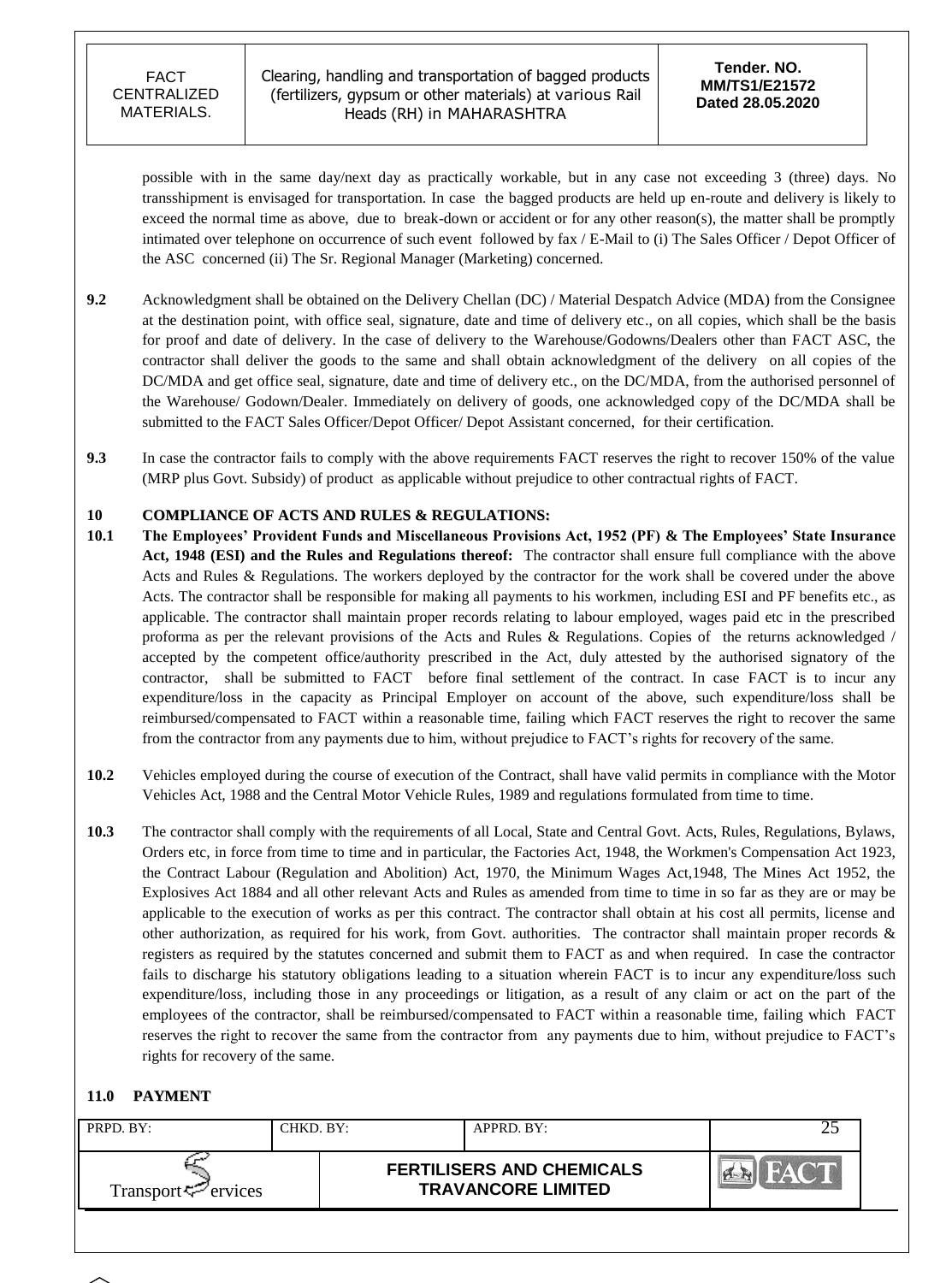possible with in the same day/next day as practically workable, but in any case not exceeding 3 (three) days. No transshipment is envisaged for transportation. In case the bagged products are held up en-route and delivery is likely to exceed the normal time as above, due to break-down or accident or for any other reason(s), the matter shall be promptly intimated over telephone on occurrence of such event followed by fax / E-Mail to (i) The Sales Officer / Depot Officer of the ASC concerned (ii) The Sr. Regional Manager (Marketing) concerned.

**9.2** Acknowledgment shall be obtained on the Delivery Chellan (DC) / Material Despatch Advice (MDA) from the Consignee at the destination point, with office seal, signature, date and time of delivery etc., on all copies, which shall be the basis for proof and date of delivery. In the case of delivery to the Warehouse/Godowns/Dealers other than FACT ASC, the contractor shall deliver the goods to the same and shall obtain acknowledgment of the delivery on all copies of the DC/MDA and get office seal, signature, date and time of delivery etc., on the DC/MDA, from the authorised personnel of the Warehouse/ Godown/Dealer. Immediately on delivery of goods, one acknowledged copy of the DC/MDA shall be submitted to the FACT Sales Officer/Depot Officer/ Depot Assistant concerned, for their certification.

**9.3** In case the contractor fails to comply with the above requirements FACT reserves the right to recover 150% of the value (MRP plus Govt. Subsidy) of product as applicable without prejudice to other contractual rights of FACT.

## 10 COMPLIANCE OF ACTS AND RULES & REGULATIONS:

**10.1** **The Employees' Provident Funds and Miscellaneous Provisions Act, 1952 (PF) & The Employees' State Insurance Act, 1948 (ESI) and the Rules and Regulations thereof:** The contractor shall ensure full compliance with the above Acts and Rules & Regulations. The workers deployed by the contractor for the work shall be covered under the above Acts. The contractor shall be responsible for making all payments to his workmen, including ESI and PF benefits etc., as applicable. The contractor shall maintain proper records relating to labour employed, wages paid etc in the prescribed proforma as per the relevant provisions of the Acts and Rules & Regulations. Copies of the returns acknowledged / accepted by the competent office/authority prescribed in the Act, duly attested by the authorised signatory of the contractor, shall be submitted to FACT before final settlement of the contract. In case FACT is to incur any expenditure/loss in the capacity as Principal Employer on account of the above, such expenditure/loss shall be reimbursed/compensated to FACT within a reasonable time, failing which FACT reserves the right to recover the same from the contractor from any payments due to him, without prejudice to FACT's rights for recovery of the same.

**10.2** Vehicles employed during the course of execution of the Contract, shall have valid permits in compliance with the Motor Vehicles Act, 1988 and the Central Motor Vehicle Rules, 1989 and regulations formulated from time to time.

**10.3** The contractor shall comply with the requirements of all Local, State and Central Govt. Acts, Rules, Regulations, Bylaws, Orders etc, in force from time to time and in particular, the Factories Act, 1948, the Workmen's Compensation Act 1923, the Contract Labour (Regulation and Abolition) Act, 1970, the Minimum Wages Act,1948, The Mines Act 1952, the Explosives Act 1884 and all other relevant Acts and Rules as amended from time to time in so far as they are or may be applicable to the execution of works as per this contract. The contractor shall obtain at his cost all permits, license and other authorization, as required for his work, from Govt. authorities. The contractor shall maintain proper records & registers as required by the statutes concerned and submit them to FACT as and when required. In case the contractor fails to discharge his statutory obligations leading to a situation wherein FACT is to incur any expenditure/loss such expenditure/loss, including those in any proceedings or litigation, as a result of any claim or act on the part of the employees of the contractor, shall be reimbursed/compensated to FACT within a reasonable time, failing which FACT reserves the right to recover the same from the contractor from any payments due to him, without prejudice to FACT's rights for recovery of the same.

## 11.0 PAYMENT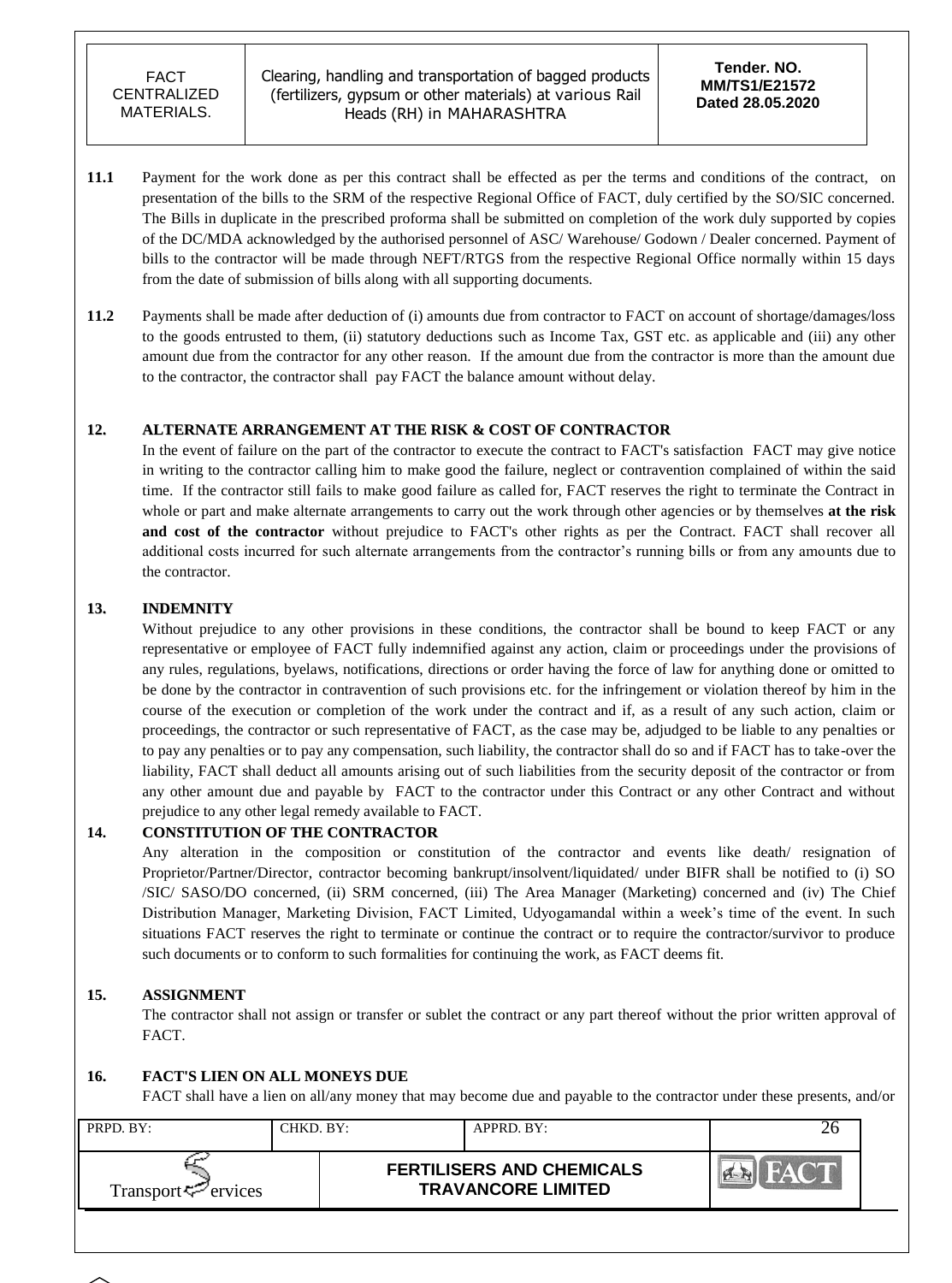**11.1** Payment for the work done as per this contract shall be effected as per the terms and conditions of the contract, on presentation of the bills to the SRM of the respective Regional Office of FACT, duly certified by the SO/SIC concerned. The Bills in duplicate in the prescribed proforma shall be submitted on completion of the work duly supported by copies of the DC/MDA acknowledged by the authorised personnel of ASC/ Warehouse/ Godown / Dealer concerned. Payment of bills to the contractor will be made through NEFT/RTGS from the respective Regional Office normally within 15 days from the date of submission of bills along with all supporting documents.

**11.2** Payments shall be made after deduction of (i) amounts due from contractor to FACT on account of shortage/damages/loss to the goods entrusted to them, (ii) statutory deductions such as Income Tax, GST etc. as applicable and (iii) any other amount due from the contractor for any other reason. If the amount due from the contractor is more than the amount due to the contractor, the contractor shall pay FACT the balance amount without delay.

## 12. ALTERNATE ARRANGEMENT AT THE RISK & COST OF CONTRACTOR

In the event of failure on the part of the contractor to execute the contract to FACT's satisfaction FACT may give notice in writing to the contractor calling him to make good the failure, neglect or contravention complained of within the said time. If the contractor still fails to make good failure as called for, FACT reserves the right to terminate the Contract in whole or part and make alternate arrangements to carry out the work through other agencies or by themselves **at the risk and cost of the contractor** without prejudice to FACT's other rights as per the Contract. FACT shall recover all additional costs incurred for such alternate arrangements from the contractor's running bills or from any amounts due to the contractor.

## 13. INDEMNITY

Without prejudice to any other provisions in these conditions, the contractor shall be bound to keep FACT or any representative or employee of FACT fully indemnified against any action, claim or proceedings under the provisions of any rules, regulations, byelaws, notifications, directions or order having the force of law for anything done or omitted to be done by the contractor in contravention of such provisions etc. for the infringement or violation thereof by him in the course of the execution or completion of the work under the contract and if, as a result of any such action, claim or proceedings, the contractor or such representative of FACT, as the case may be, adjudged to be liable to any penalties or to pay any penalties or to pay any compensation, such liability, the contractor shall do so and if FACT has to take-over the liability, FACT shall deduct all amounts arising out of such liabilities from the security deposit of the contractor or from any other amount due and payable by FACT to the contractor under this Contract or any other Contract and without prejudice to any other legal remedy available to FACT.

## 14. CONSTITUTION OF THE CONTRACTOR

Any alteration in the composition or constitution of the contractor and events like death/ resignation of Proprietor/Partner/Director, contractor becoming bankrupt/insolvent/liquidated/ under BIFR shall be notified to (i) SO /SIC/ SASO/DO concerned, (ii) SRM concerned, (iii) The Area Manager (Marketing) concerned and (iv) The Chief Distribution Manager, Marketing Division, FACT Limited, Udyogamandal within a week's time of the event. In such situations FACT reserves the right to terminate or continue the contract or to require the contractor/survivor to produce such documents or to conform to such formalities for continuing the work, as FACT deems fit.

## 15. ASSIGNMENT

The contractor shall not assign or transfer or sublet the contract or any part thereof without the prior written approval of FACT.

## 16. FACT'S LIEN ON ALL MONEYS DUE

FACT shall have a lien on all/any money that may become due and payable to the contractor under these presents, and/or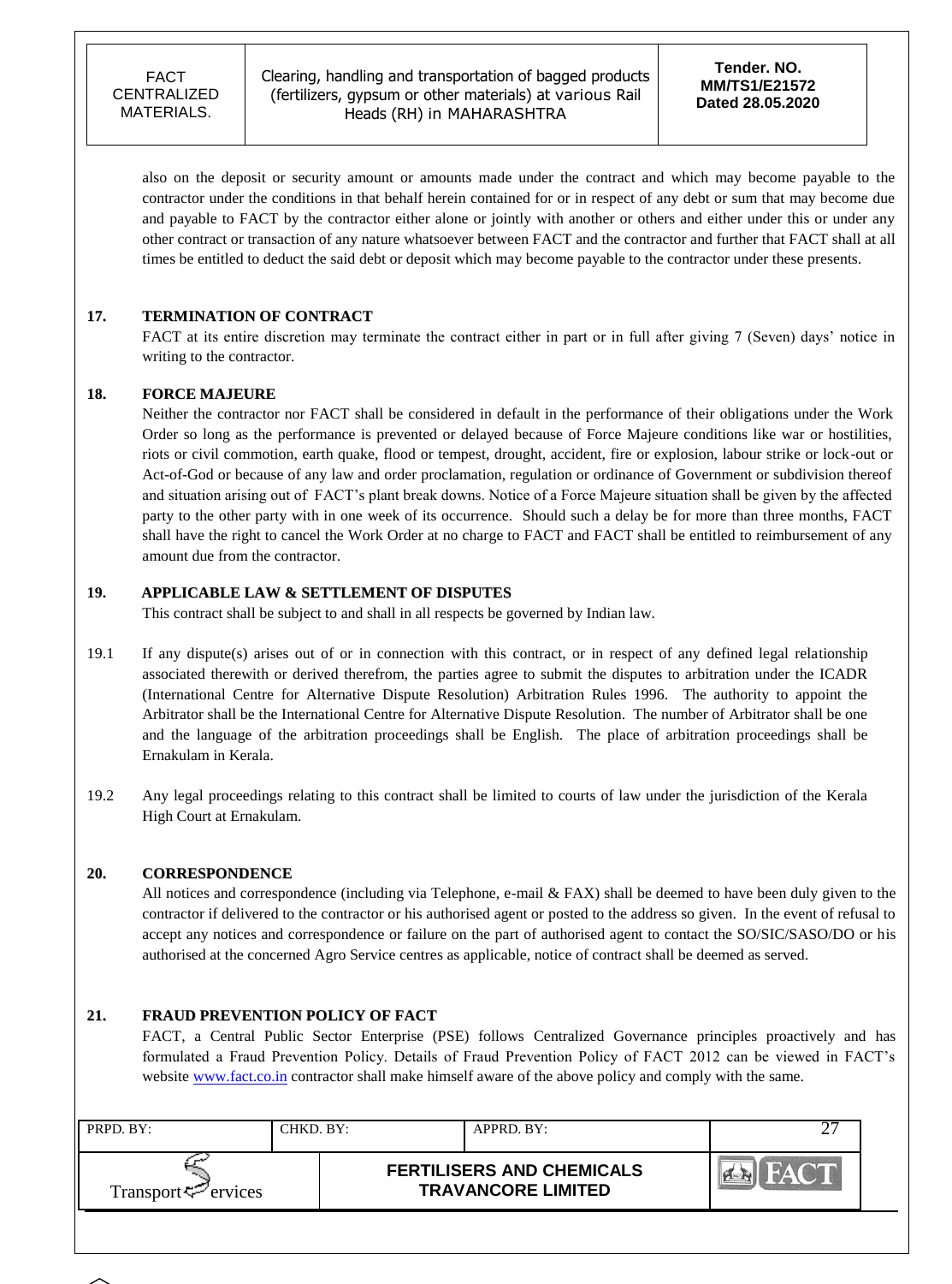also on the deposit or security amount or amounts made under the contract and which may become payable to the contractor under the conditions in that behalf herein contained for or in respect of any debt or sum that may become due and payable to FACT by the contractor either alone or jointly with another or others and either under this or under any other contract or transaction of any nature whatsoever between FACT and the contractor and further that FACT shall at all times be entitled to deduct the said debt or deposit which may become payable to the contractor under these presents.

**17. TERMINATION OF CONTRACT**

FACT at its entire discretion may terminate the contract either in part or in full after giving 7 (Seven) days' notice in writing to the contractor.

**18. FORCE MAJEURE**

Neither the contractor nor FACT shall be considered in default in the performance of their obligations under the Work Order so long as the performance is prevented or delayed because of Force Majeure conditions like war or hostilities, riots or civil commotion, earth quake, flood or tempest, drought, accident, fire or explosion, labour strike or lock-out or Act-of-God or because of any law and order proclamation, regulation or ordinance of Government or subdivision thereof and situation arising out of FACT's plant break downs. Notice of a Force Majeure situation shall be given by the affected party to the other party with in one week of its occurrence. Should such a delay be for more than three months, FACT shall have the right to cancel the Work Order at no charge to FACT and FACT shall be entitled to reimbursement of any amount due from the contractor.

**19. APPLICABLE LAW & SETTLEMENT OF DISPUTES**

This contract shall be subject to and shall in all respects be governed by Indian law.

19.1 If any dispute(s) arises out of or in connection with this contract, or in respect of any defined legal relationship associated therewith or derived therefrom, the parties agree to submit the disputes to arbitration under the ICADR (International Centre for Alternative Dispute Resolution) Arbitration Rules 1996. The authority to appoint the Arbitrator shall be the International Centre for Alternative Dispute Resolution. The number of Arbitrator shall be one and the language of the arbitration proceedings shall be English. The place of arbitration proceedings shall be Ernakulam in Kerala.

19.2 Any legal proceedings relating to this contract shall be limited to courts of law under the jurisdiction of the Kerala High Court at Ernakulam.

**20. CORRESPONDENCE**

All notices and correspondence (including via Telephone, e-mail & FAX) shall be deemed to have been duly given to the contractor if delivered to the contractor or his authorised agent or posted to the address so given. In the event of refusal to accept any notices and correspondence or failure on the part of authorised agent to contact the SO/SIC/SASO/DO or his authorised at the concerned Agro Service centres as applicable, notice of contract shall be deemed as served.

**21. FRAUD PREVENTION POLICY OF FACT**

FACT, a Central Public Sector Enterprise (PSE) follows Centralized Governance principles proactively and has formulated a Fraud Prevention Policy. Details of Fraud Prevention Policy of FACT 2012 can be viewed in FACT's website www.fact.co.in contractor shall make himself aware of the above policy and comply with the same.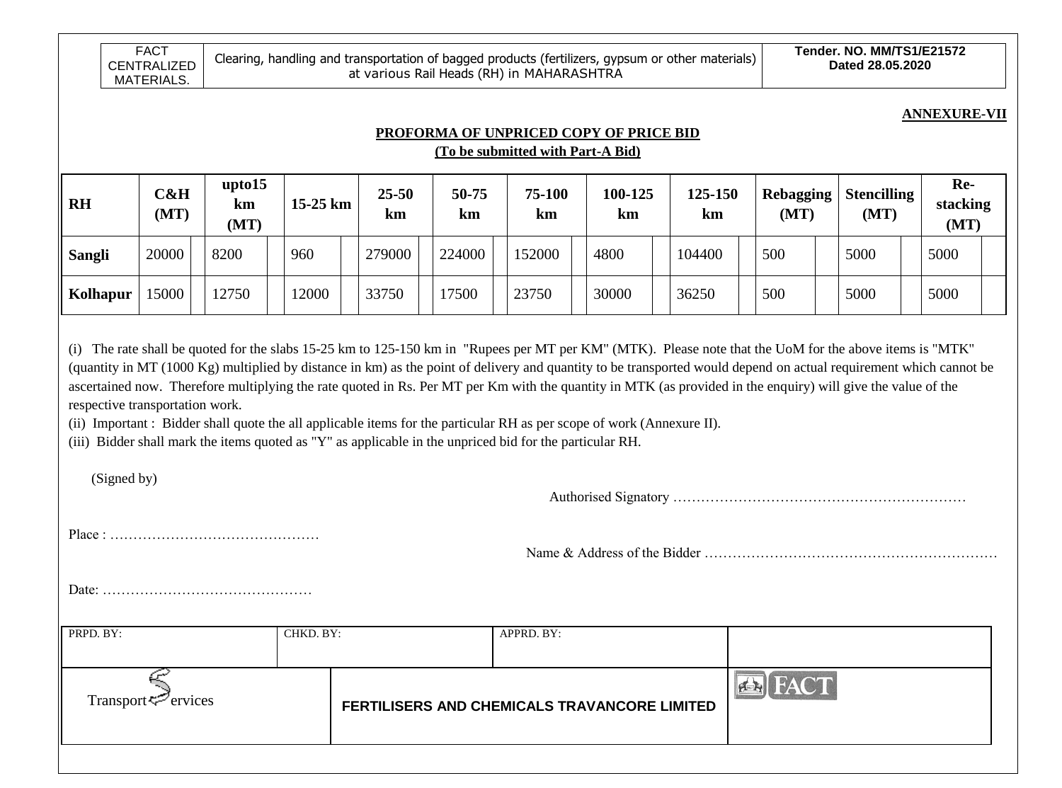**ANNEXURE-VII**

## PROFORMA OF UNPRICED COPY OF PRICE BID

**(To be submitted with Part-A Bid)**

| RH | C&H (MT) | | upto15 km (MT) | | 15-25 km | | 25-50 km | | 50-75 km | | 75-100 km | | 100-125 km | | 125-150 km | | Rebagging (MT) | | Stencilling (MT) | | Re-stacking (MT) | |
|---|---|---|---|---|---|---|---|---|---|---|---|---|---|---|---|---|---|---|---|---|---|---|
| **Sangli** | 20000 | | 8200 | | 960 | | 279000 | | 224000 | | 152000 | | 4800 | | 104400 | | 500 | | 5000 | | 5000 | |
| **Kolhapur** | 15000 | | 12750 | | 12000 | | 33750 | | 17500 | | 23750 | | 30000 | | 36250 | | 500 | | 5000 | | 5000 | |

(i) The rate shall be quoted for the slabs 15-25 km to 125-150 km in "Rupees per MT per KM" (MTK). Please note that the UoM for the above items is "MTK" (quantity in MT (1000 Kg) multiplied by distance in km) as the point of delivery and quantity to be transported would depend on actual requirement which cannot be ascertained now. Therefore multiplying the rate quoted in Rs. Per MT per Km with the quantity in MTK (as provided in the enquiry) will give the value of the respective transportation work.

(ii) Important : Bidder shall quote the all applicable items for the particular RH as per scope of work (Annexure II).

(iii) Bidder shall mark the items quoted as "Y" as applicable in the unpriced bid for the particular RH.

(Signed by)

Authorised Signatory ……………………………………………………….

Place : ………………………………………

Name & Address of the Bidder ……………………………………………………….

Date: ………………………………………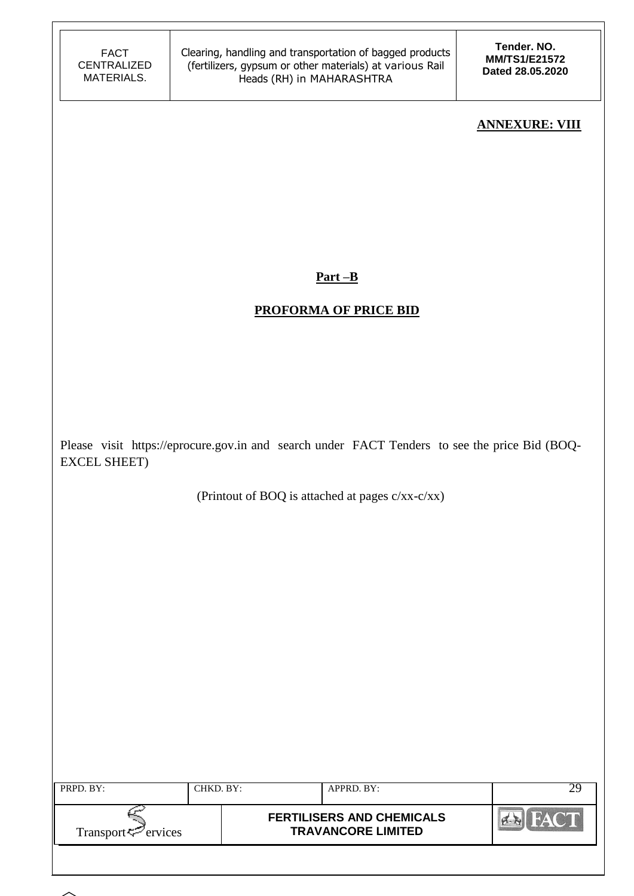**ANNEXURE: VIII**

**Part –B**

**PROFORMA OF PRICE BID**

Please visit https://eprocure.gov.in and search under FACT Tenders to see the price Bid (BOQ-EXCEL SHEET)

(Printout of BOQ is attached at pages c/xx-c/xx)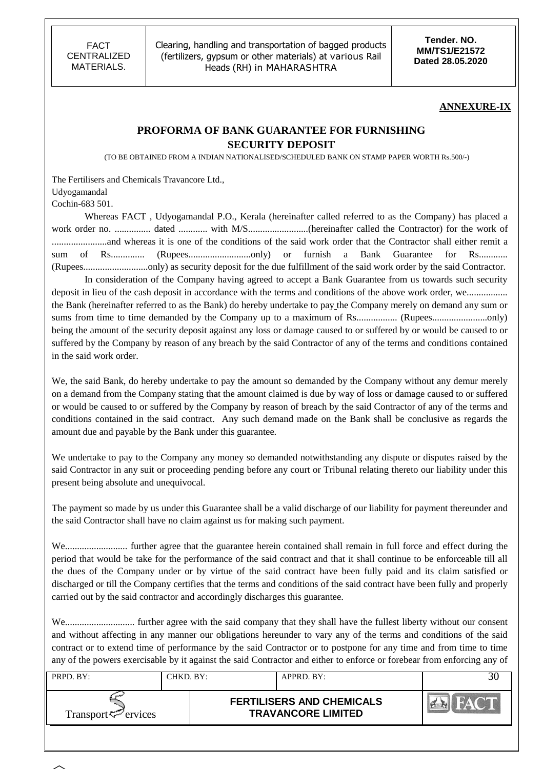**ANNEXURE-IX**

## PROFORMA OF BANK GUARANTEE FOR FURNISHING SECURITY DEPOSIT

(TO BE OBTAINED FROM A INDIAN NATIONALISED/SCHEDULED BANK ON STAMP PAPER WORTH Rs.500/-)

The Fertilisers and Chemicals Travancore Ltd.,
Udyogamandal
Cochin-683 501.

Whereas FACT , Udyogamandal P.O., Kerala (hereinafter called referred to as the Company) has placed a work order no. ............... dated ............ with M/S.........................(hereinafter called the Contractor) for the work of .......................and whereas it is one of the conditions of the said work order that the Contractor shall either remit a sum of Rs............. (Rupees..........................only) or furnish a Bank Guarantee for Rs............ (Rupees...........................only) as security deposit for the due fulfillment of the said work order by the said Contractor.

In consideration of the Company having agreed to accept a Bank Guarantee from us towards such security deposit in lieu of the cash deposit in accordance with the terms and conditions of the above work order, we................. the Bank (hereinafter referred to as the Bank) do hereby undertake to pay the Company merely on demand any sum or sums from time to time demanded by the Company up to a maximum of Rs................. (Rupees.......................only) being the amount of the security deposit against any loss or damage caused to or suffered by or would be caused to or suffered by the Company by reason of any breach by the said Contractor of any of the terms and conditions contained in the said work order.

We, the said Bank, do hereby undertake to pay the amount so demanded by the Company without any demur merely on a demand from the Company stating that the amount claimed is due by way of loss or damage caused to or suffered or would be caused to or suffered by the Company by reason of breach by the said Contractor of any of the terms and conditions contained in the said contract. Any such demand made on the Bank shall be conclusive as regards the amount due and payable by the Bank under this guarantee.

We undertake to pay to the Company any money so demanded notwithstanding any dispute or disputes raised by the said Contractor in any suit or proceeding pending before any court or Tribunal relating thereto our liability under this present being absolute and unequivocal.

The payment so made by us under this Guarantee shall be a valid discharge of our liability for payment thereunder and the said Contractor shall have no claim against us for making such payment.

We.......................... further agree that the guarantee herein contained shall remain in full force and effect during the period that would be take for the performance of the said contract and that it shall continue to be enforceable till all the dues of the Company under or by virtue of the said contract have been fully paid and its claim satisfied or discharged or till the Company certifies that the terms and conditions of the said contract have been fully and properly carried out by the said contractor and accordingly discharges this guarantee.

We............................ further agree with the said company that they shall have the fullest liberty without our consent and without affecting in any manner our obligations hereunder to vary any of the terms and conditions of the said contract or to extend time of performance by the said Contractor or to postpone for any time and from time to time any of the powers exercisable by it against the said Contractor and either to enforce or forebear from enforcing any of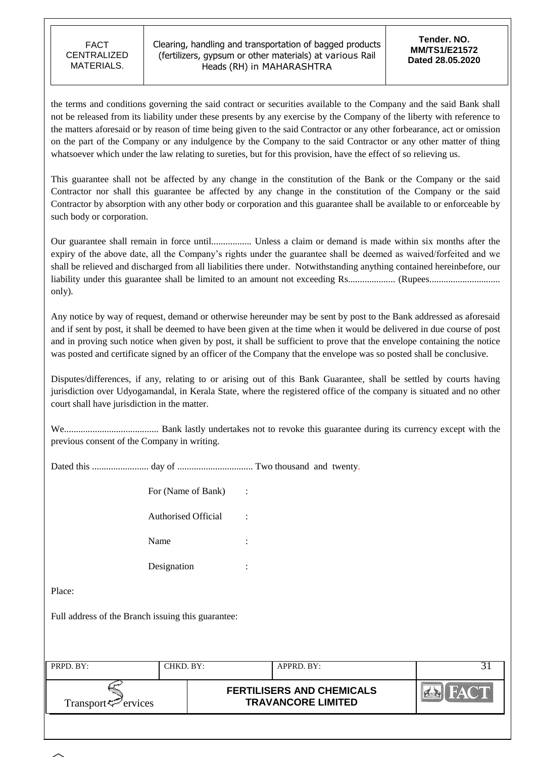the terms and conditions governing the said contract or securities available to the Company and the said Bank shall not be released from its liability under these presents by any exercise by the Company of the liberty with reference to the matters aforesaid or by reason of time being given to the said Contractor or any other forbearance, act or omission on the part of the Company or any indulgence by the Company to the said Contractor or any other matter of thing whatsoever which under the law relating to sureties, but for this provision, have the effect of so relieving us.

This guarantee shall not be affected by any change in the constitution of the Bank or the Company or the said Contractor nor shall this guarantee be affected by any change in the constitution of the Company or the said Contractor by absorption with any other body or corporation and this guarantee shall be available to or enforceable by such body or corporation.

Our guarantee shall remain in force until................. Unless a claim or demand is made within six months after the expiry of the above date, all the Company's rights under the guarantee shall be deemed as waived/forfeited and we shall be relieved and discharged from all liabilities there under. Notwithstanding anything contained hereinbefore, our liability under this guarantee shall be limited to an amount not exceeding Rs.................... (Rupees.............................. only).

Any notice by way of request, demand or otherwise hereunder may be sent by post to the Bank addressed as aforesaid and if sent by post, it shall be deemed to have been given at the time when it would be delivered in due course of post and in proving such notice when given by post, it shall be sufficient to prove that the envelope containing the notice was posted and certificate signed by an officer of the Company that the envelope was so posted shall be conclusive.

Disputes/differences, if any, relating to or arising out of this Bank Guarantee, shall be settled by courts having jurisdiction over Udyogamandal, in Kerala State, where the registered office of the company is situated and no other court shall have jurisdiction in the matter.

We........................................ Bank lastly undertakes not to revoke this guarantee during its currency except with the previous consent of the Company in writing.

Dated this ........................ day of ................................ Two thousand and twenty.

For (Name of Bank) :

Authorised Official :

Name :

Designation :

Place:

Full address of the Branch issuing this guarantee: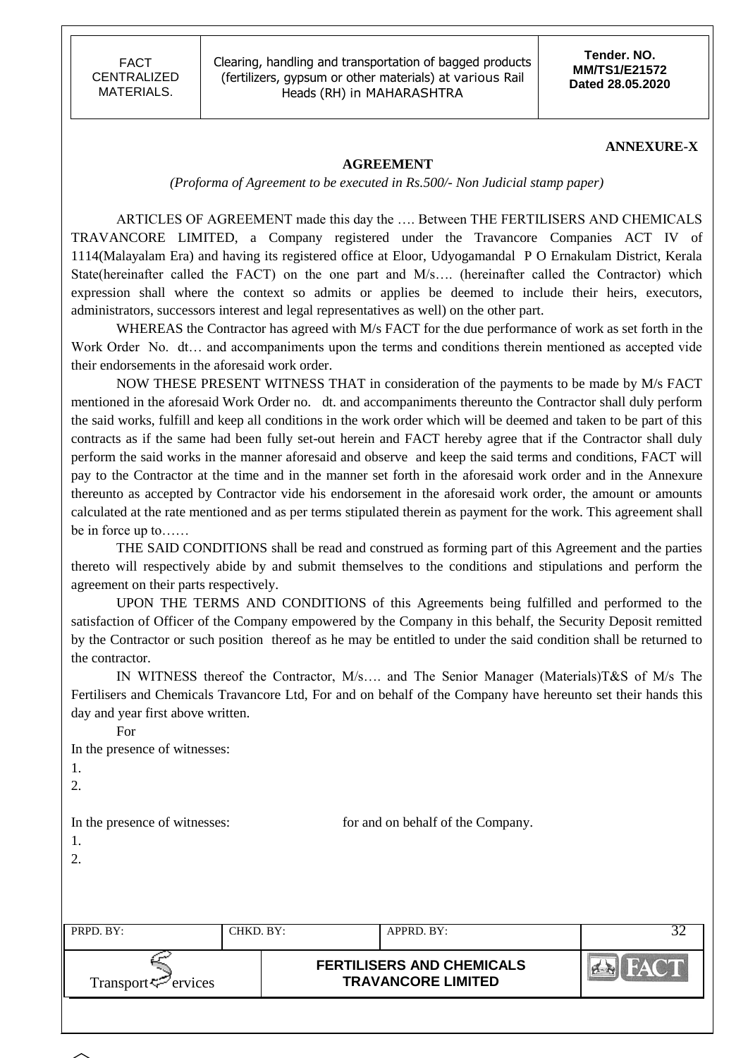**ANNEXURE-X**

**AGREEMENT**

*(Proforma of Agreement to be executed in Rs.500/- Non Judicial stamp paper)*

ARTICLES OF AGREEMENT made this day the …. Between THE FERTILISERS AND CHEMICALS TRAVANCORE LIMITED, a Company registered under the Travancore Companies ACT IV of 1114(Malayalam Era) and having its registered office at Eloor, Udyogamandal P O Ernakulam District, Kerala State(hereinafter called the FACT) on the one part and M/s…. (hereinafter called the Contractor) which expression shall where the context so admits or applies be deemed to include their heirs, executors, administrators, successors interest and legal representatives as well) on the other part.

WHEREAS the Contractor has agreed with M/s FACT for the due performance of work as set forth in the Work Order No. dt… and accompaniments upon the terms and conditions therein mentioned as accepted vide their endorsements in the aforesaid work order.

NOW THESE PRESENT WITNESS THAT in consideration of the payments to be made by M/s FACT mentioned in the aforesaid Work Order no. dt. and accompaniments thereunto the Contractor shall duly perform the said works, fulfill and keep all conditions in the work order which will be deemed and taken to be part of this contracts as if the same had been fully set-out herein and FACT hereby agree that if the Contractor shall duly perform the said works in the manner aforesaid and observe and keep the said terms and conditions, FACT will pay to the Contractor at the time and in the manner set forth in the aforesaid work order and in the Annexure thereunto as accepted by Contractor vide his endorsement in the aforesaid work order, the amount or amounts calculated at the rate mentioned and as per terms stipulated therein as payment for the work. This agreement shall be in force up to……

THE SAID CONDITIONS shall be read and construed as forming part of this Agreement and the parties thereto will respectively abide by and submit themselves to the conditions and stipulations and perform the agreement on their parts respectively.

UPON THE TERMS AND CONDITIONS of this Agreements being fulfilled and performed to the satisfaction of Officer of the Company empowered by the Company in this behalf, the Security Deposit remitted by the Contractor or such position thereof as he may be entitled to under the said condition shall be returned to the contractor.

IN WITNESS thereof the Contractor, M/s…. and The Senior Manager (Materials)T&S of M/s The Fertilisers and Chemicals Travancore Ltd, For and on behalf of the Company have hereunto set their hands this day and year first above written.

For

In the presence of witnesses:

1.

2.

In the presence of witnesses: for and on behalf of the Company.

1.

2.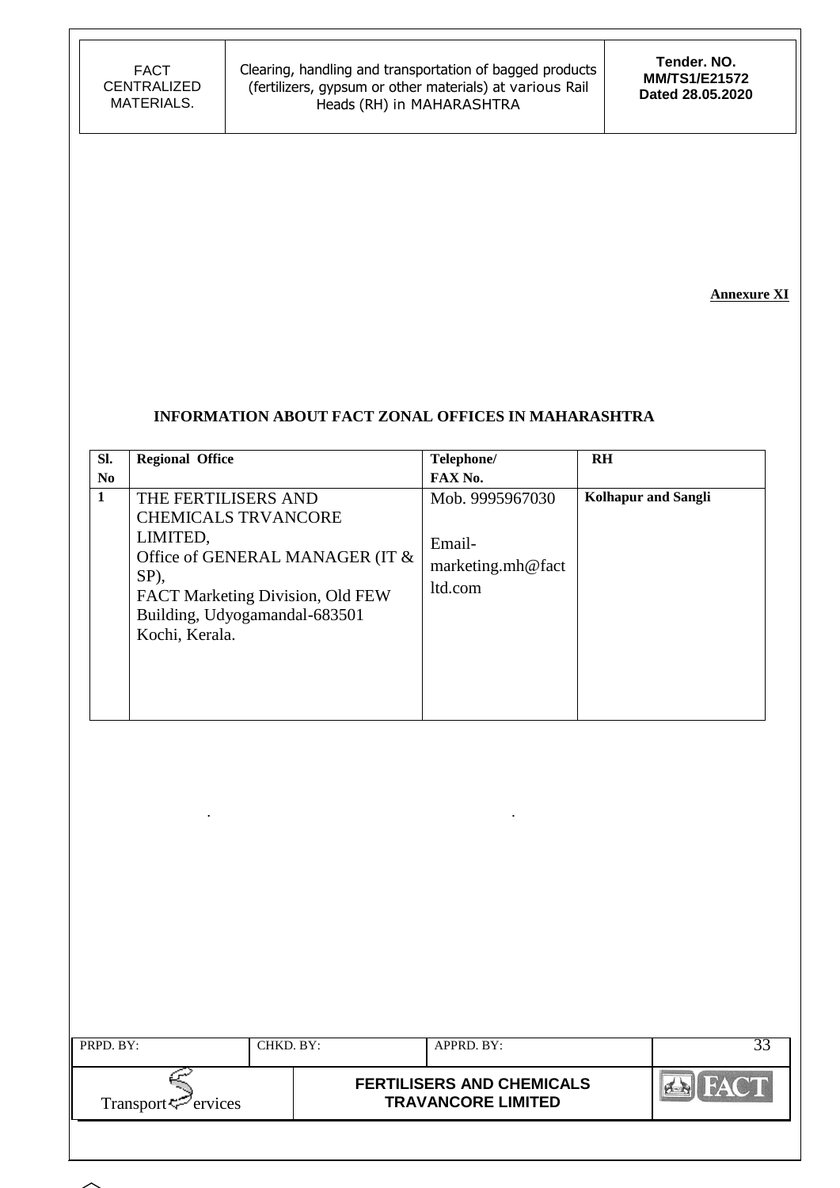**Annexure XI**

## INFORMATION ABOUT FACT ZONAL OFFICES IN MAHARASHTRA

| Sl. No | Regional Office | Telephone/ FAX No. | RH |
|---|---|---|---|
| 1 | THE FERTILISERS AND CHEMICALS TRVANCORE LIMITED, Office of GENERAL MANAGER (IT & SP), FACT Marketing Division, Old FEW Building, Udyogamandal-683501 Kochi, Kerala. | Mob. 9995967030<br><br>Email- marketing.mh@factltd.com | **Kolhapur and Sangli** |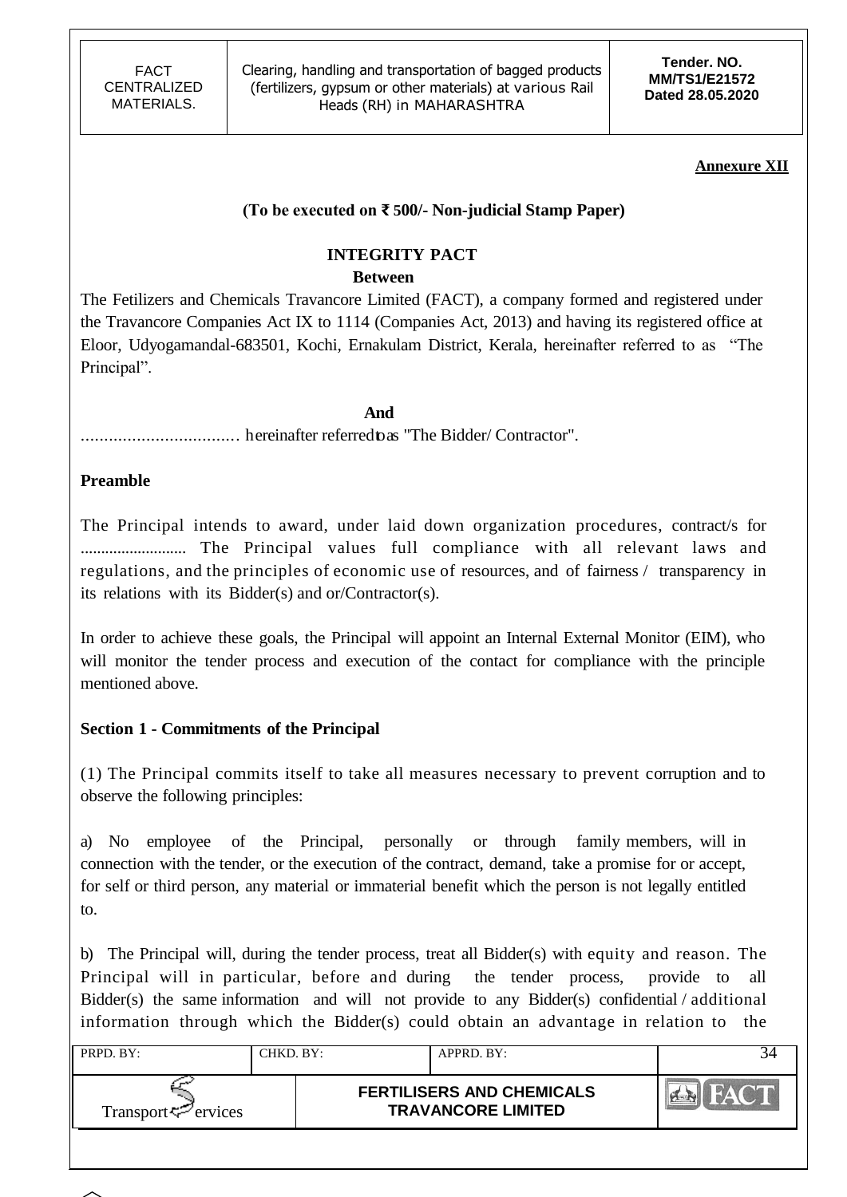**Annexure XII**

**(To be executed on ₹ 500/- Non-judicial Stamp Paper)**

## INTEGRITY PACT

**Between**

The Fetilizers and Chemicals Travancore Limited (FACT), a company formed and registered under the Travancore Companies Act IX to 1114 (Companies Act, 2013) and having its registered office at Eloor, Udyogamandal-683501, Kochi, Ernakulam District, Kerala, hereinafter referred to as "The Principal".

**And**

.................................. hereinafter referred to as "The Bidder/ Contractor".

### Preamble

The Principal intends to award, under laid down organization procedures, contract/s for .......................... The Principal values full compliance with all relevant laws and regulations, and the principles of economic use of resources, and of fairness / transparency in its relations with its Bidder(s) and or/Contractor(s).

In order to achieve these goals, the Principal will appoint an Internal External Monitor (EIM), who will monitor the tender process and execution of the contact for compliance with the principle mentioned above.

### Section 1 - Commitments of the Principal

(1) The Principal commits itself to take all measures necessary to prevent corruption and to observe the following principles:

a) No employee of the Principal, personally or through family members, will in connection with the tender, or the execution of the contract, demand, take a promise for or accept, for self or third person, any material or immaterial benefit which the person is not legally entitled to.

b) The Principal will, during the tender process, treat all Bidder(s) with equity and reason. The Principal will in particular, before and during the tender process, provide to all Bidder(s) the same information and will not provide to any Bidder(s) confidential / additional information through which the Bidder(s) could obtain an advantage in relation to the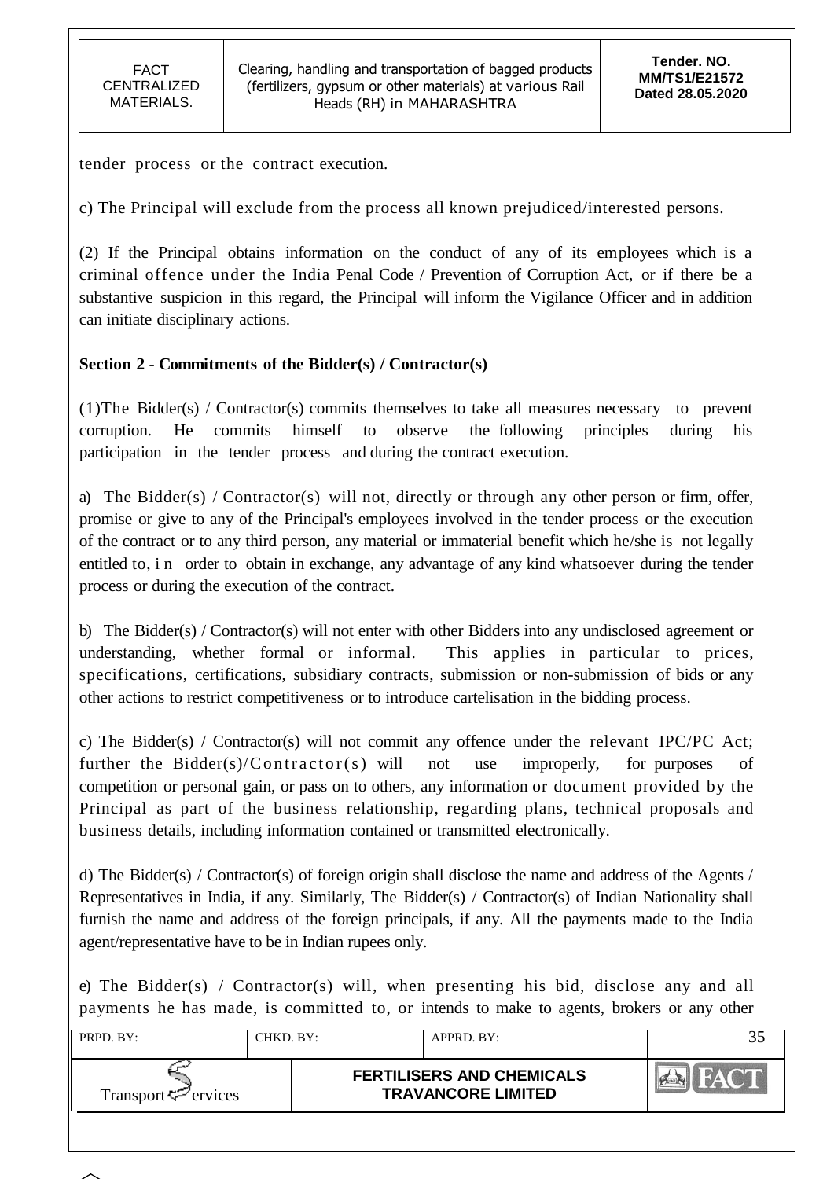tender process or the contract execution.

c) The Principal will exclude from the process all known prejudiced/interested persons.

(2) If the Principal obtains information on the conduct of any of its employees which is a criminal offence under the India Penal Code / Prevention of Corruption Act, or if there be a substantive suspicion in this regard, the Principal will inform the Vigilance Officer and in addition can initiate disciplinary actions.

**Section 2 - Commitments of the Bidder(s) / Contractor(s)**

(1)The Bidder(s) / Contractor(s) commits themselves to take all measures necessary to prevent corruption. He commits himself to observe the following principles during his participation in the tender process and during the contract execution.

a) The Bidder(s) / Contractor(s) will not, directly or through any other person or firm, offer, promise or give to any of the Principal's employees involved in the tender process or the execution of the contract or to any third person, any material or immaterial benefit which he/she is not legally entitled to, in order to obtain in exchange, any advantage of any kind whatsoever during the tender process or during the execution of the contract.

b) The Bidder(s) / Contractor(s) will not enter with other Bidders into any undisclosed agreement or understanding, whether formal or informal. This applies in particular to prices, specifications, certifications, subsidiary contracts, submission or non-submission of bids or any other actions to restrict competitiveness or to introduce cartelisation in the bidding process.

c) The Bidder(s) / Contractor(s) will not commit any offence under the relevant IPC/PC Act; further the Bidder(s)/Contractor(s) will not use improperly, for purposes of competition or personal gain, or pass on to others, any information or document provided by the Principal as part of the business relationship, regarding plans, technical proposals and business details, including information contained or transmitted electronically.

d) The Bidder(s) / Contractor(s) of foreign origin shall disclose the name and address of the Agents / Representatives in India, if any. Similarly, The Bidder(s) / Contractor(s) of Indian Nationality shall furnish the name and address of the foreign principals, if any. All the payments made to the India agent/representative have to be in Indian rupees only.

e) The Bidder(s) / Contractor(s) will, when presenting his bid, disclose any and all payments he has made, is committed to, or intends to make to agents, brokers or any other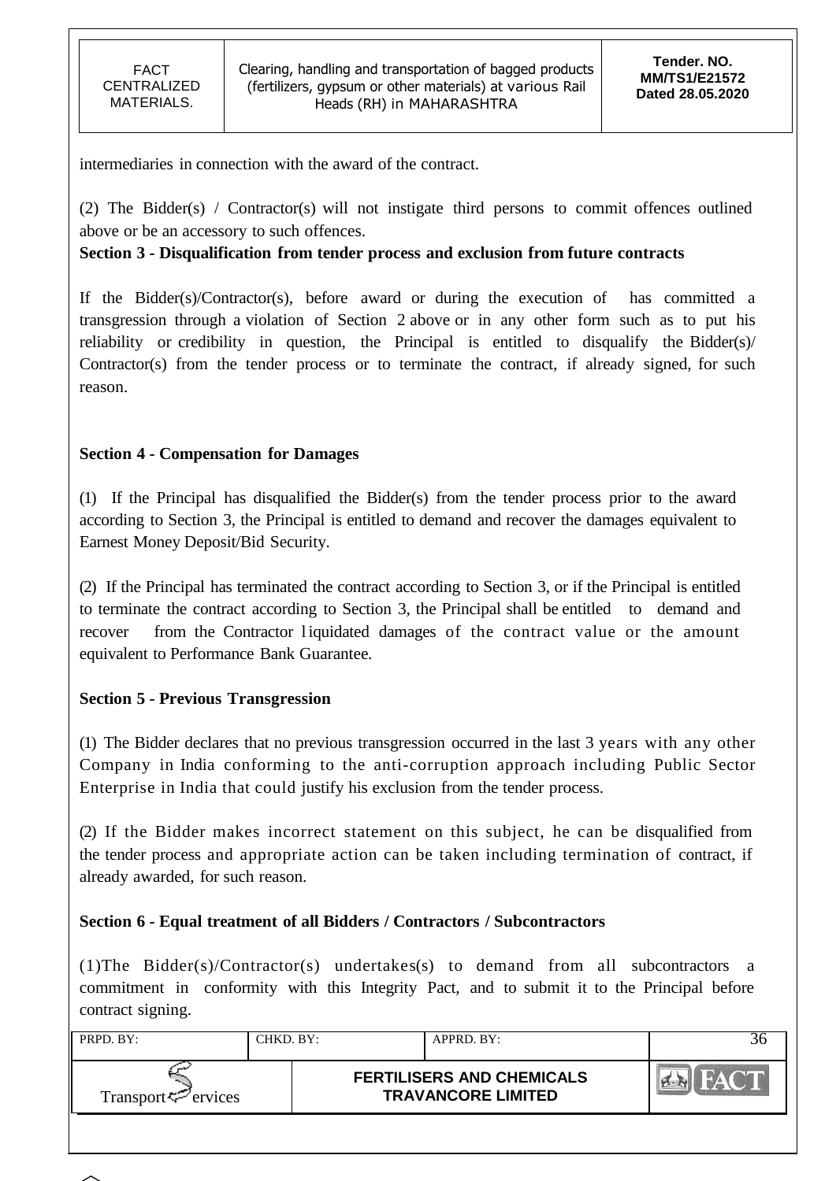intermediaries in connection with the award of the contract.

(2) The Bidder(s) / Contractor(s) will not instigate third persons to commit offences outlined above or be an accessory to such offences.

**Section 3 - Disqualification from tender process and exclusion from future contracts**

If the Bidder(s)/Contractor(s), before award or during the execution of has committed a transgression through a violation of Section 2 above or in any other form such as to put his reliability or credibility in question, the Principal is entitled to disqualify the Bidder(s)/ Contractor(s) from the tender process or to terminate the contract, if already signed, for such reason.

**Section 4 - Compensation for Damages**

(1) If the Principal has disqualified the Bidder(s) from the tender process prior to the award according to Section 3, the Principal is entitled to demand and recover the damages equivalent to Earnest Money Deposit/Bid Security.

(2) If the Principal has terminated the contract according to Section 3, or if the Principal is entitled to terminate the contract according to Section 3, the Principal shall be entitled to demand and recover from the Contractor liquidated damages of the contract value or the amount equivalent to Performance Bank Guarantee.

**Section 5 - Previous Transgression**

(1) The Bidder declares that no previous transgression occurred in the last 3 years with any other Company in India conforming to the anti-corruption approach including Public Sector Enterprise in India that could justify his exclusion from the tender process.

(2) If the Bidder makes incorrect statement on this subject, he can be disqualified from the tender process and appropriate action can be taken including termination of contract, if already awarded, for such reason.

**Section 6 - Equal treatment of all Bidders / Contractors / Subcontractors**

(1)The Bidder(s)/Contractor(s) undertakes(s) to demand from all subcontractors a commitment in conformity with this Integrity Pact, and to submit it to the Principal before contract signing.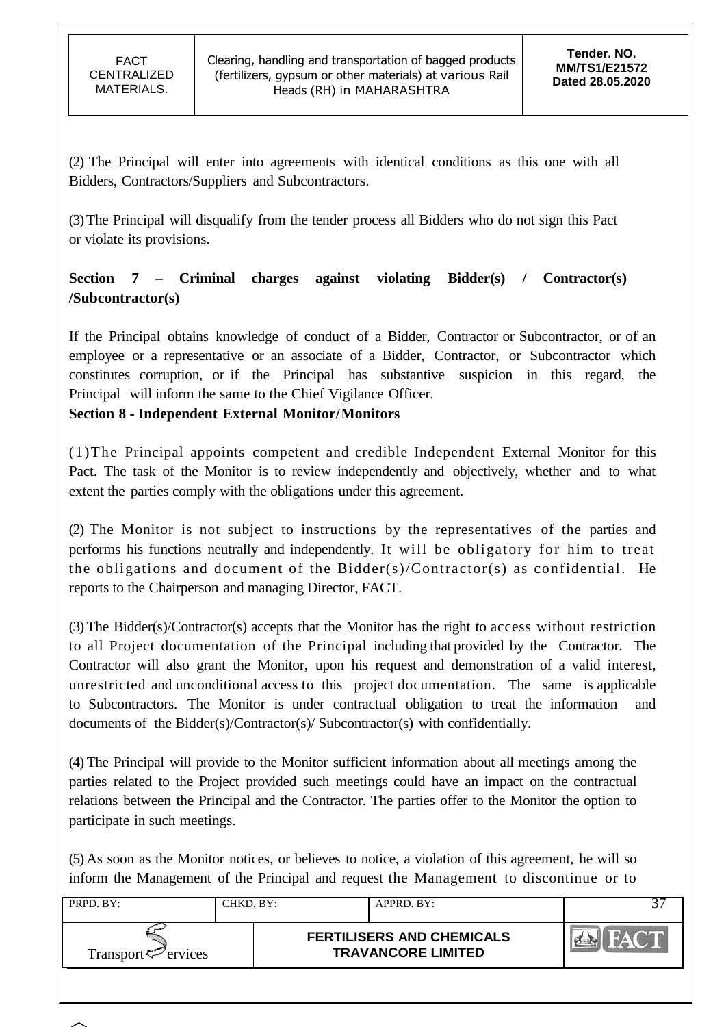(2) The Principal will enter into agreements with identical conditions as this one with all Bidders, Contractors/Suppliers and Subcontractors.

(3) The Principal will disqualify from the tender process all Bidders who do not sign this Pact or violate its provisions.

**Section 7 – Criminal charges against violating Bidder(s) / Contractor(s) /Subcontractor(s)**

If the Principal obtains knowledge of conduct of a Bidder, Contractor or Subcontractor, or of an employee or a representative or an associate of a Bidder, Contractor, or Subcontractor which constitutes corruption, or if the Principal has substantive suspicion in this regard, the Principal will inform the same to the Chief Vigilance Officer.

**Section 8 - Independent External Monitor/Monitors**

(1) The Principal appoints competent and credible Independent External Monitor for this Pact. The task of the Monitor is to review independently and objectively, whether and to what extent the parties comply with the obligations under this agreement.

(2) The Monitor is not subject to instructions by the representatives of the parties and performs his functions neutrally and independently. It will be obligatory for him to treat the obligations and document of the Bidder(s)/Contractor(s) as confidential. He reports to the Chairperson and managing Director, FACT.

(3) The Bidder(s)/Contractor(s) accepts that the Monitor has the right to access without restriction to all Project documentation of the Principal including that provided by the Contractor. The Contractor will also grant the Monitor, upon his request and demonstration of a valid interest, unrestricted and unconditional access to this project documentation. The same is applicable to Subcontractors. The Monitor is under contractual obligation to treat the information and documents of the Bidder(s)/Contractor(s)/ Subcontractor(s) with confidentially.

(4) The Principal will provide to the Monitor sufficient information about all meetings among the parties related to the Project provided such meetings could have an impact on the contractual relations between the Principal and the Contractor. The parties offer to the Monitor the option to participate in such meetings.

(5) As soon as the Monitor notices, or believes to notice, a violation of this agreement, he will so inform the Management of the Principal and request the Management to discontinue or to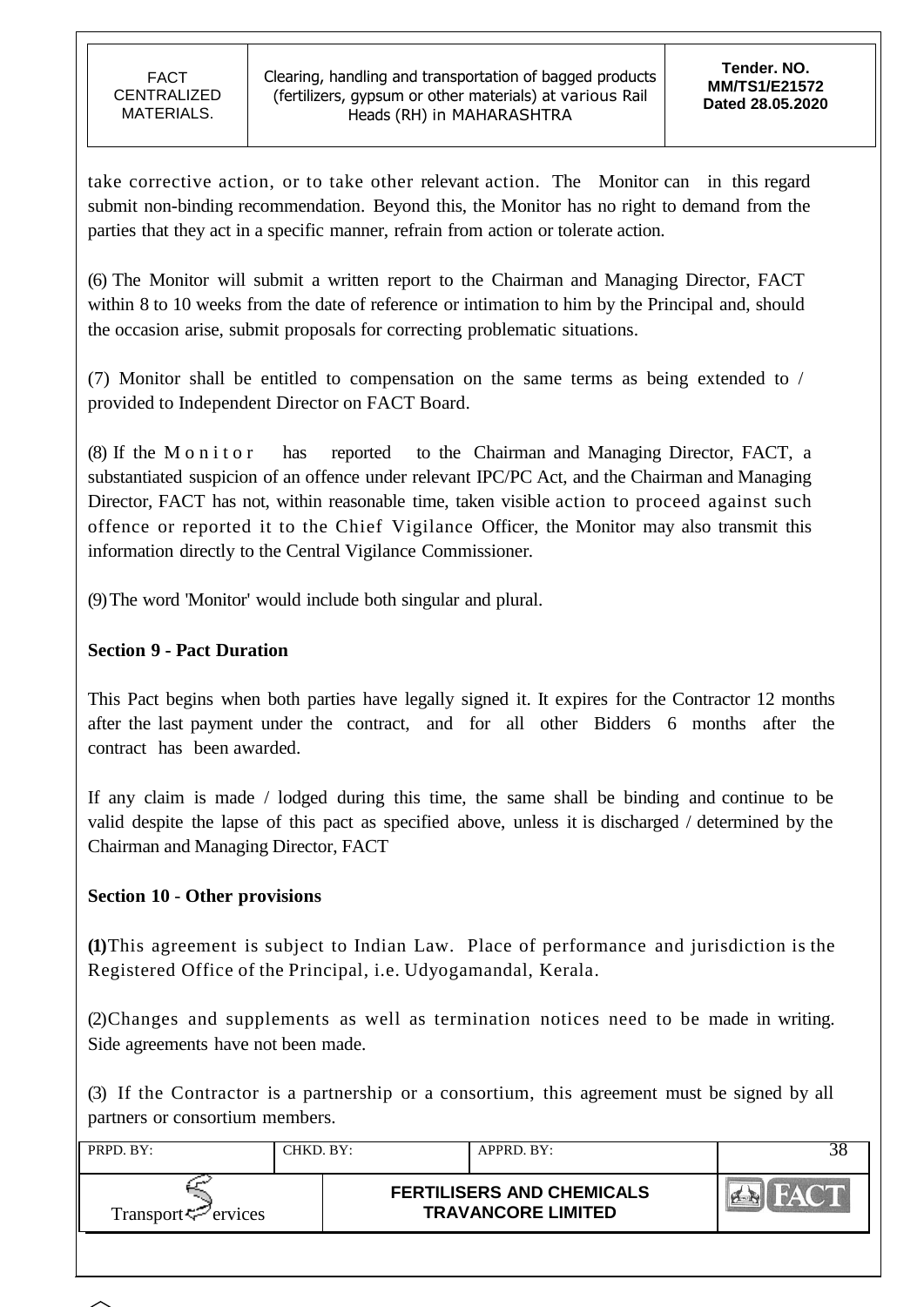take corrective action, or to take other relevant action. The Monitor can in this regard submit non-binding recommendation. Beyond this, the Monitor has no right to demand from the parties that they act in a specific manner, refrain from action or tolerate action.

(6) The Monitor will submit a written report to the Chairman and Managing Director, FACT within 8 to 10 weeks from the date of reference or intimation to him by the Principal and, should the occasion arise, submit proposals for correcting problematic situations.

(7) Monitor shall be entitled to compensation on the same terms as being extended to / provided to Independent Director on FACT Board.

(8) If the Monitor has reported to the Chairman and Managing Director, FACT, a substantiated suspicion of an offence under relevant IPC/PC Act, and the Chairman and Managing Director, FACT has not, within reasonable time, taken visible action to proceed against such offence or reported it to the Chief Vigilance Officer, the Monitor may also transmit this information directly to the Central Vigilance Commissioner.

(9) The word 'Monitor' would include both singular and plural.

**Section 9 - Pact Duration**

This Pact begins when both parties have legally signed it. It expires for the Contractor 12 months after the last payment under the contract, and for all other Bidders 6 months after the contract has been awarded.

If any claim is made / lodged during this time, the same shall be binding and continue to be valid despite the lapse of this pact as specified above, unless it is discharged / determined by the Chairman and Managing Director, FACT

**Section 10 - Other provisions**

**(1)**This agreement is subject to Indian Law. Place of performance and jurisdiction is the Registered Office of the Principal, i.e. Udyogamandal, Kerala.

(2)Changes and supplements as well as termination notices need to be made in writing. Side agreements have not been made.

(3) If the Contractor is a partnership or a consortium, this agreement must be signed by all partners or consortium members.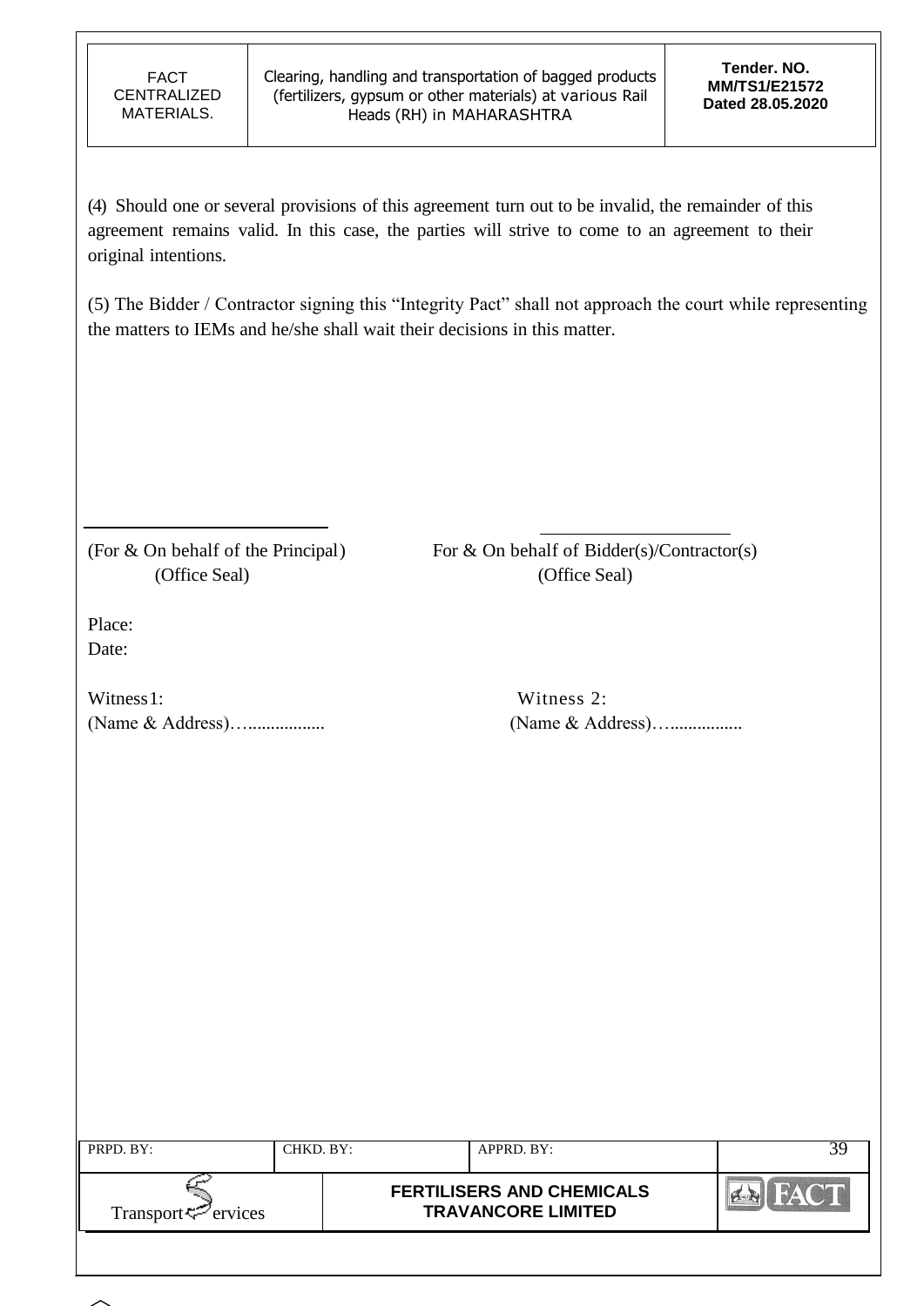(4) Should one or several provisions of this agreement turn out to be invalid, the remainder of this agreement remains valid. In this case, the parties will strive to come to an agreement to their original intentions.

(5) The Bidder / Contractor signing this "Integrity Pact" shall not approach the court while representing the matters to IEMs and he/she shall wait their decisions in this matter.

| | |
|---|---|
| (For & On behalf of the Principal) | For & On behalf of Bidder(s)/Contractor(s) |
| (Office Seal) | (Office Seal) |

Place:
Date:

| | |
|---|---|
| Witness1: | Witness 2: |
| (Name & Address)…................ | (Name & Address)…................ |